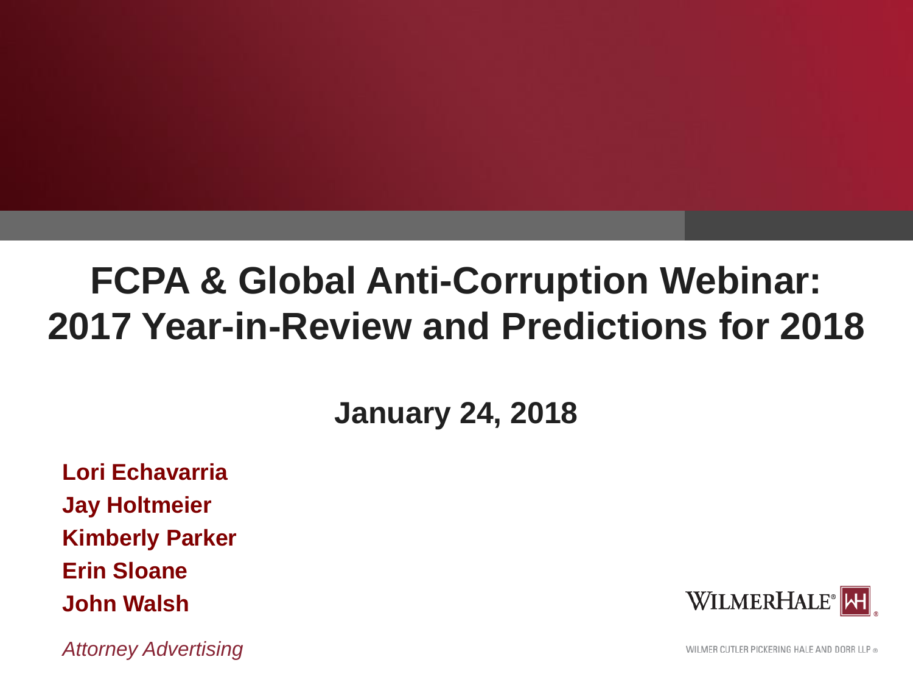# FCPA & Global Anti-Corruption Webinar: 2017 Year-in-Review and Predictions for 2018

**January 24, 2018**

**Lori Echavarria**

**Jay Holtmeier**

**Kimberly Parker**

**Erin Sloane**

**John Walsh**

*Attorney Advertising*

WILMERHALE®

WILMER CUTLER PICKERING HALE AND DORR LLP ®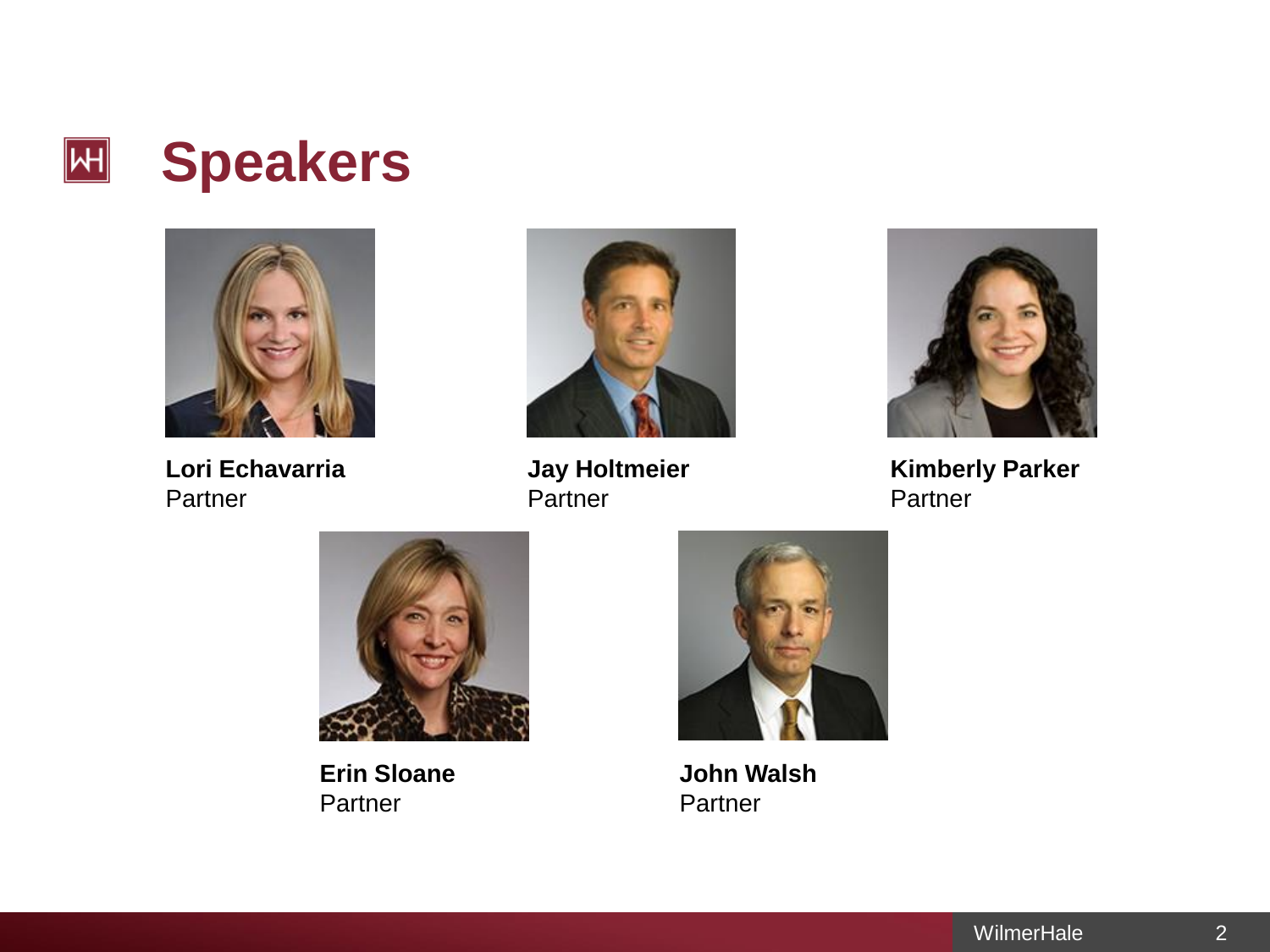# Speakers

**Lori Echavarria**
Partner

**Jay Holtmeier**
Partner

**Kimberly Parker**
Partner

**Erin Sloane**
Partner

**John Walsh**
Partner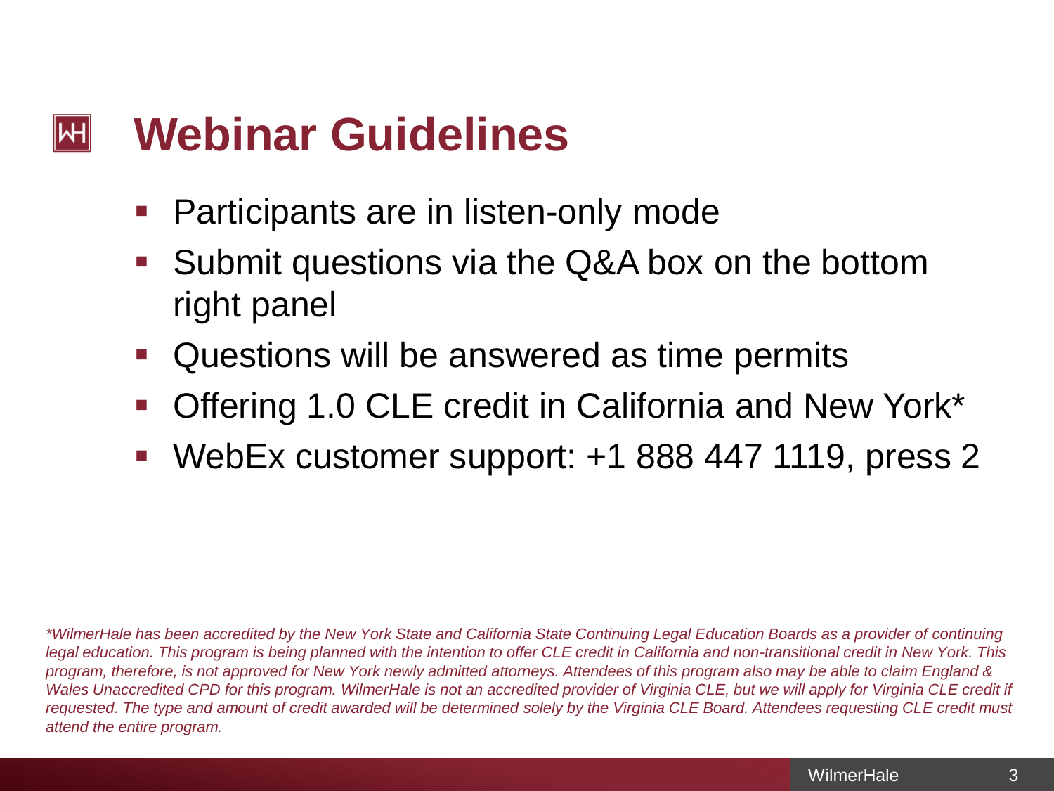# Webinar Guidelines

- Participants are in listen-only mode
- Submit questions via the Q&A box on the bottom right panel
- Questions will be answered as time permits
- Offering 1.0 CLE credit in California and New York*
- WebEx customer support: +1 888 447 1119, press 2

*\*WilmerHale has been accredited by the New York State and California State Continuing Legal Education Boards as a provider of continuing legal education. This program is being planned with the intention to offer CLE credit in California and non-transitional credit in New York. This program, therefore, is not approved for New York newly admitted attorneys. Attendees of this program also may be able to claim England & Wales Unaccredited CPD for this program. WilmerHale is not an accredited provider of Virginia CLE, but we will apply for Virginia CLE credit if requested. The type and amount of credit awarded will be determined solely by the Virginia CLE Board. Attendees requesting CLE credit must attend the entire program.*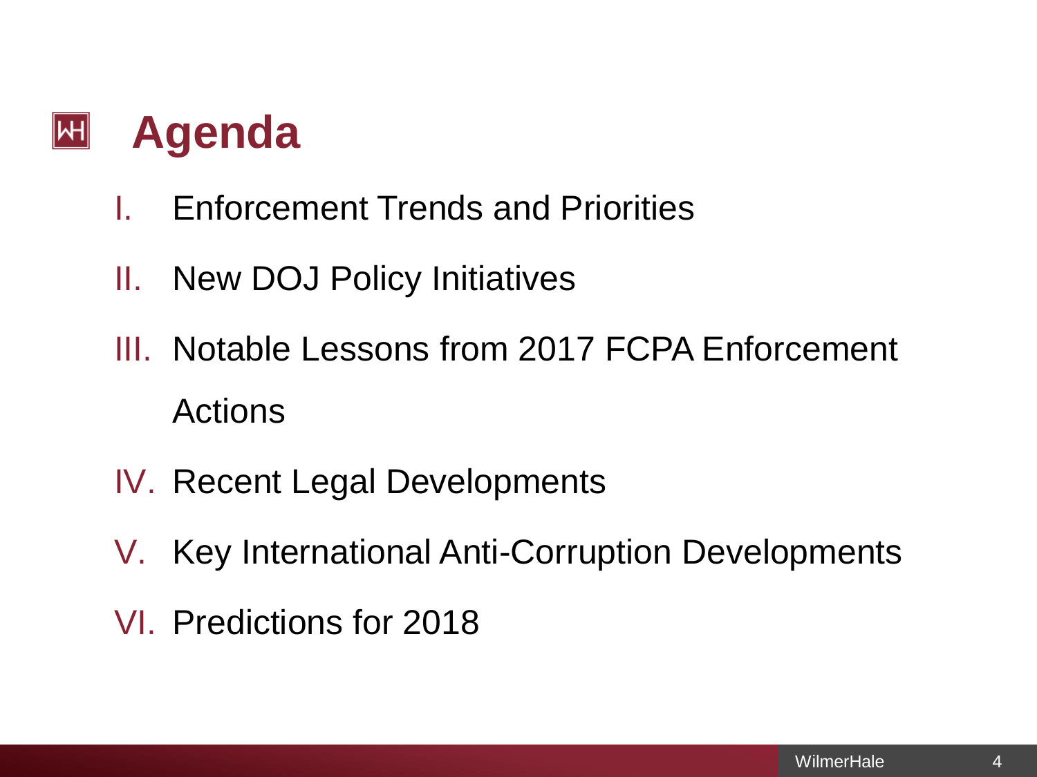# Agenda

I. Enforcement Trends and Priorities

II. New DOJ Policy Initiatives

III. Notable Lessons from 2017 FCPA Enforcement Actions

IV. Recent Legal Developments

V. Key International Anti-Corruption Developments

VI. Predictions for 2018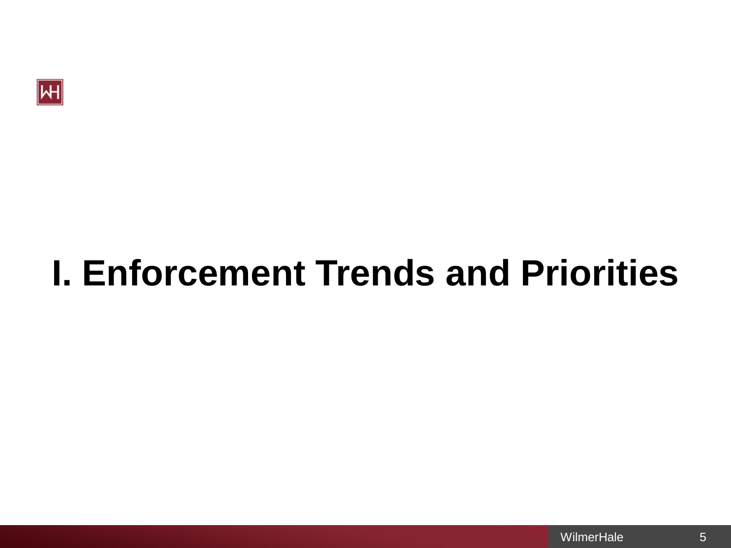# I. Enforcement Trends and Priorities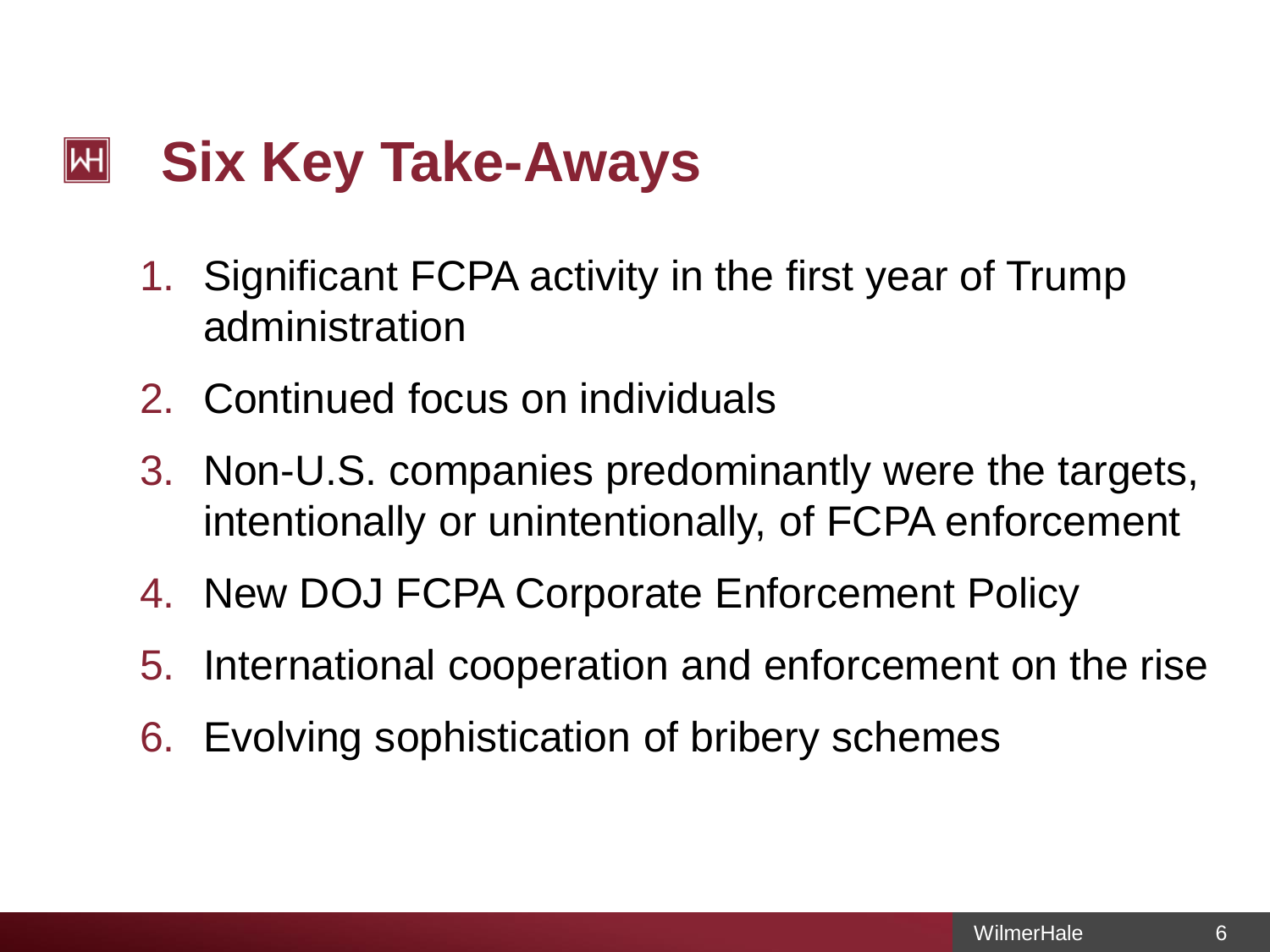# Six Key Take-Aways

1. Significant FCPA activity in the first year of Trump administration
2. Continued focus on individuals
3. Non-U.S. companies predominantly were the targets, intentionally or unintentionally, of FCPA enforcement
4. New DOJ FCPA Corporate Enforcement Policy
5. International cooperation and enforcement on the rise
6. Evolving sophistication of bribery schemes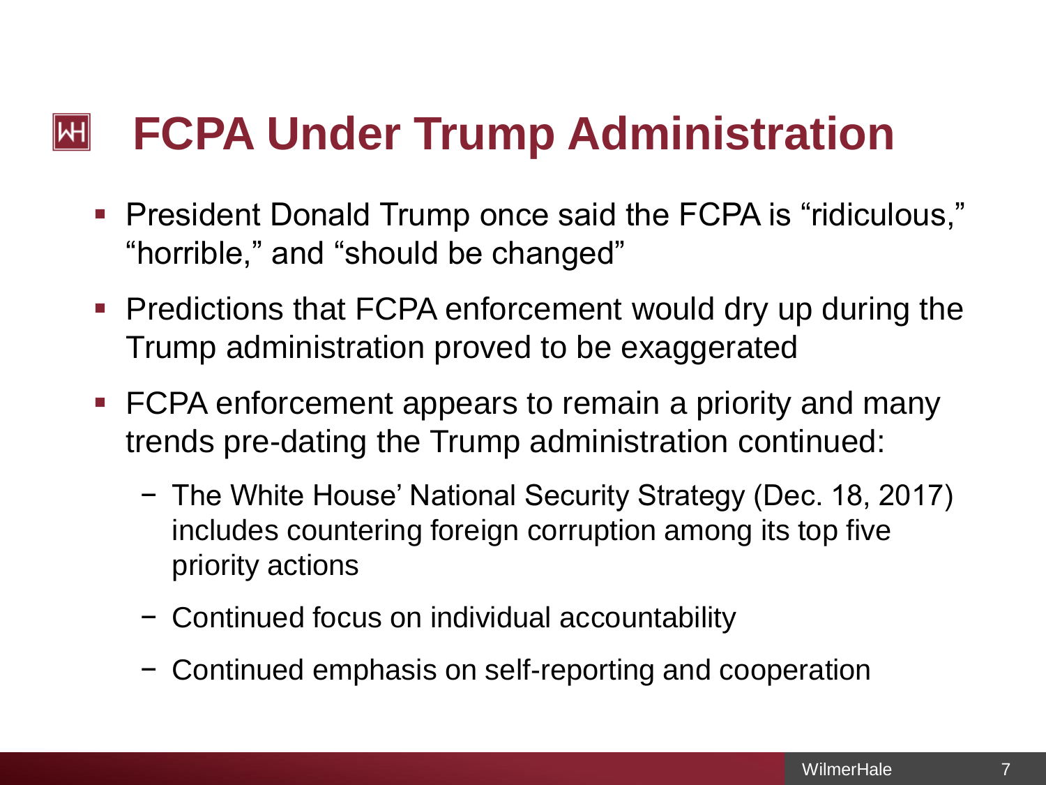# FCPA Under Trump Administration

- President Donald Trump once said the FCPA is "ridiculous," "horrible," and "should be changed"
- Predictions that FCPA enforcement would dry up during the Trump administration proved to be exaggerated
- FCPA enforcement appears to remain a priority and many trends pre-dating the Trump administration continued:
  - The White House' National Security Strategy (Dec. 18, 2017) includes countering foreign corruption among its top five priority actions
  - Continued focus on individual accountability
  - Continued emphasis on self-reporting and cooperation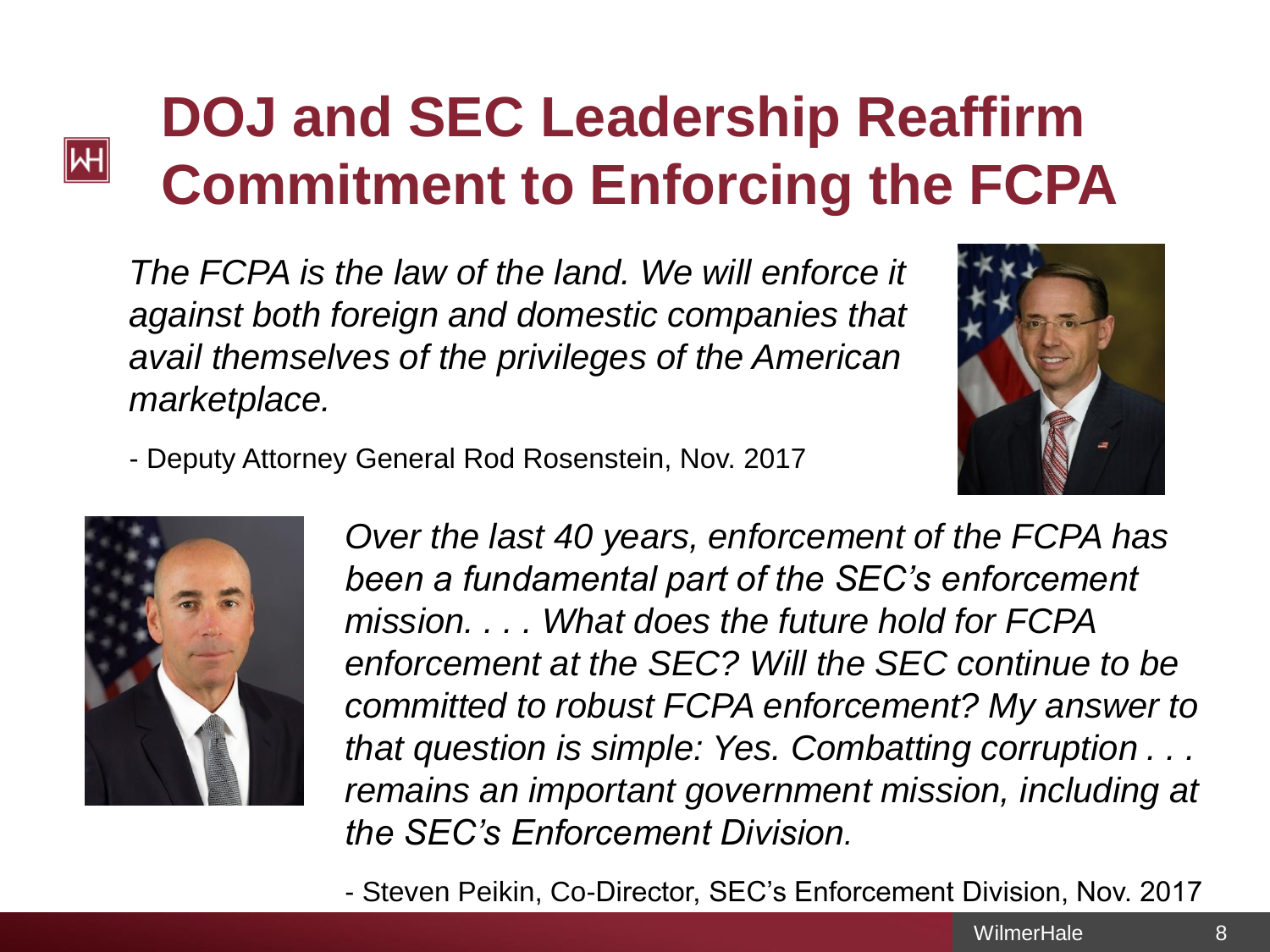# DOJ and SEC Leadership Reaffirm Commitment to Enforcing the FCPA

*The FCPA is the law of the land. We will enforce it against both foreign and domestic companies that avail themselves of the privileges of the American marketplace.*

- Deputy Attorney General Rod Rosenstein, Nov. 2017

*Over the last 40 years, enforcement of the FCPA has been a fundamental part of the SEC's enforcement mission. . . . What does the future hold for FCPA enforcement at the SEC? Will the SEC continue to be committed to robust FCPA enforcement? My answer to that question is simple: Yes. Combatting corruption . . . remains an important government mission, including at the SEC's Enforcement Division.*

- Steven Peikin, Co-Director, SEC's Enforcement Division, Nov. 2017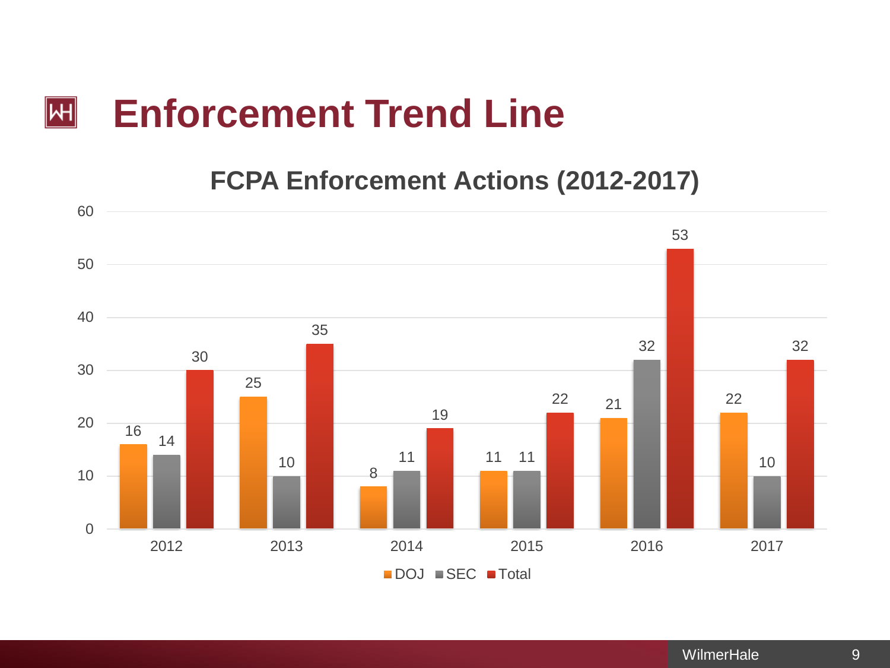# Enforcement Trend Line

## FCPA Enforcement Actions (2012-2017)

| Year | DOJ | SEC | Total |
|---|---|---|---|
| 2012 | 16 | 14 | 30 |
| 2013 | 25 | 10 | 35 |
| 2014 | 8 | 11 | 19 |
| 2015 | 11 | 11 | 22 |
| 2016 | 21 | 32 | 53 |
| 2017 | 22 | 10 | 32 |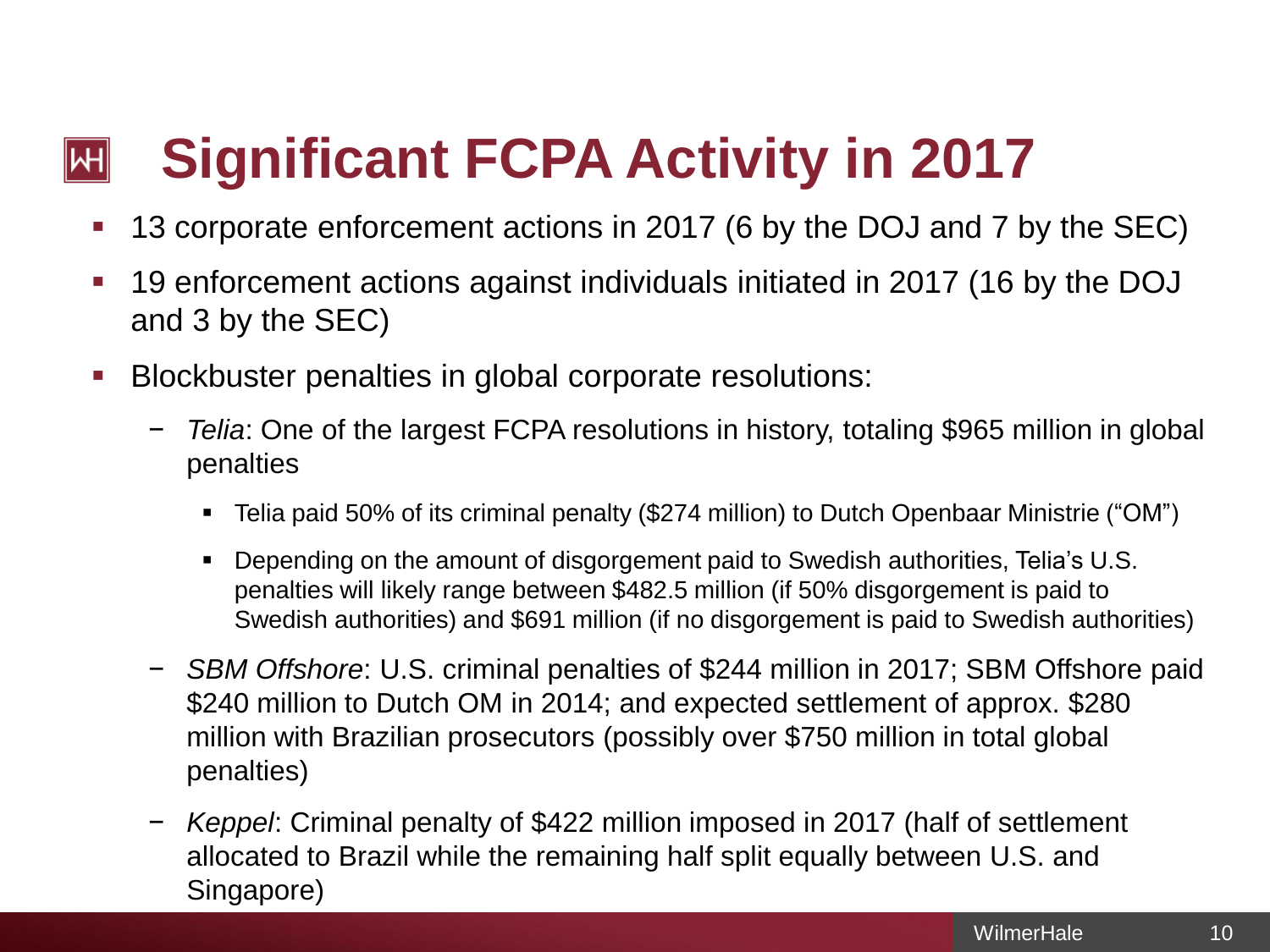# Significant FCPA Activity in 2017

- 13 corporate enforcement actions in 2017 (6 by the DOJ and 7 by the SEC)
- 19 enforcement actions against individuals initiated in 2017 (16 by the DOJ and 3 by the SEC)
- Blockbuster penalties in global corporate resolutions:
  - *Telia*: One of the largest FCPA resolutions in history, totaling $965 million in global penalties
    - Telia paid 50% of its criminal penalty ($274 million) to Dutch Openbaar Ministrie ("OM")
    - Depending on the amount of disgorgement paid to Swedish authorities, Telia's U.S. penalties will likely range between $482.5 million (if 50% disgorgement is paid to Swedish authorities) and $691 million (if no disgorgement is paid to Swedish authorities)
  - *SBM Offshore*: U.S. criminal penalties of $244 million in 2017; SBM Offshore paid $240 million to Dutch OM in 2014; and expected settlement of approx. $280 million with Brazilian prosecutors (possibly over $750 million in total global penalties)
  - *Keppel*: Criminal penalty of $422 million imposed in 2017 (half of settlement allocated to Brazil while the remaining half split equally between U.S. and Singapore)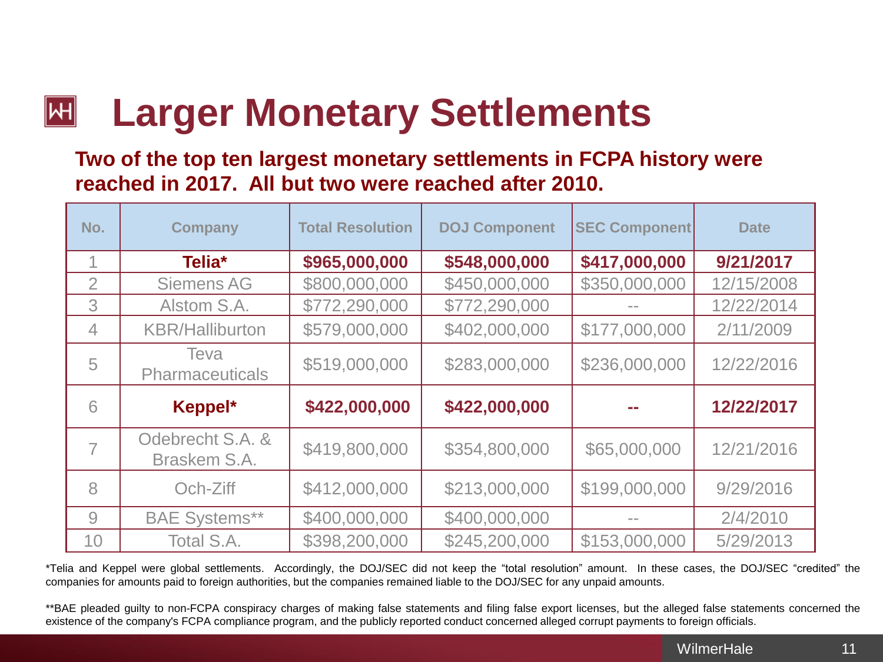# Larger Monetary Settlements

**Two of the top ten largest monetary settlements in FCPA history were reached in 2017. All but two were reached after 2010.**

| No. | Company | Total Resolution | DOJ Component | SEC Component | Date |
|---|---|---|---|---|---|
| 1 | **Telia*** | **$965,000,000** | **$548,000,000** | **$417,000,000** | **9/21/2017** |
| 2 | Siemens AG | $800,000,000 | $450,000,000 | $350,000,000 | 12/15/2008 |
| 3 | Alstom S.A. | $772,290,000 | $772,290,000 | -- | 12/22/2014 |
| 4 | KBR/Halliburton | $579,000,000 | $402,000,000 | $177,000,000 | 2/11/2009 |
| 5 | Teva Pharmaceuticals | $519,000,000 | $283,000,000 | $236,000,000 | 12/22/2016 |
| 6 | **Keppel*** | **$422,000,000** | **$422,000,000** | **--** | **12/22/2017** |
| 7 | Odebrecht S.A. & Braskem S.A. | $419,800,000 | $354,800,000 | $65,000,000 | 12/21/2016 |
| 8 | Och-Ziff | $412,000,000 | $213,000,000 | $199,000,000 | 9/29/2016 |
| 9 | BAE Systems** | $400,000,000 | $400,000,000 | -- | 2/4/2010 |
| 10 | Total S.A. | $398,200,000 | $245,200,000 | $153,000,000 | 5/29/2013 |

*Telia and Keppel were global settlements. Accordingly, the DOJ/SEC did not keep the "total resolution" amount. In these cases, the DOJ/SEC "credited" the companies for amounts paid to foreign authorities, but the companies remained liable to the DOJ/SEC for any unpaid amounts.

**BAE pleaded guilty to non-FCPA conspiracy charges of making false statements and filing false export licenses, but the alleged false statements concerned the existence of the company's FCPA compliance program, and the publicly reported conduct concerned alleged corrupt payments to foreign officials.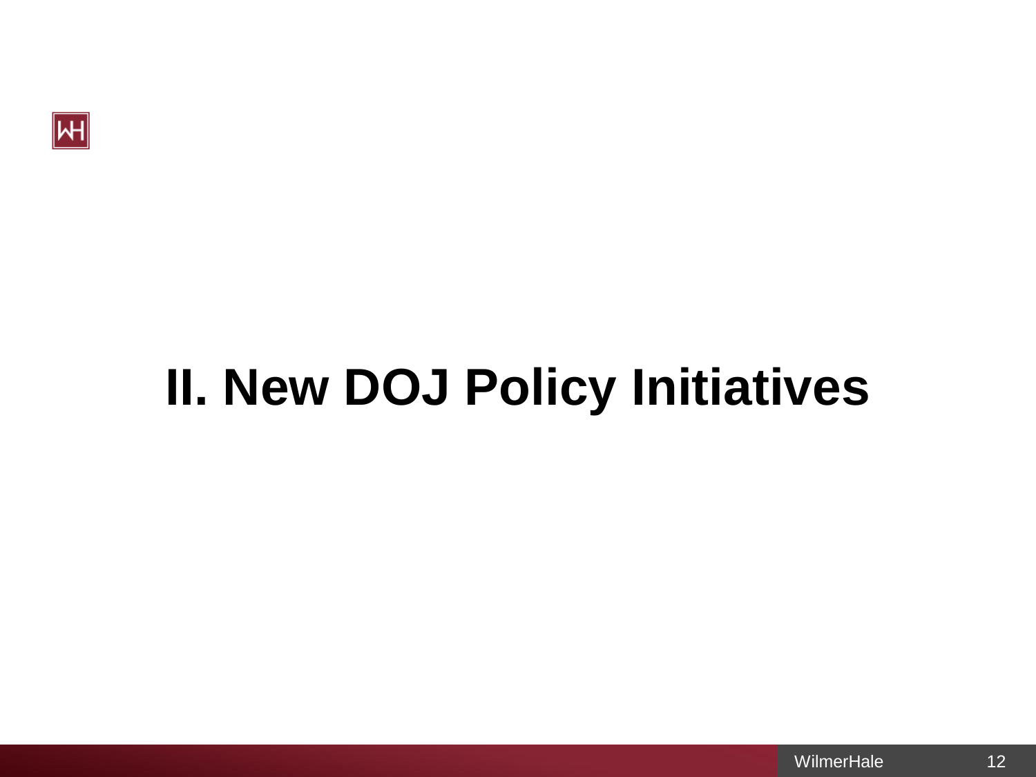# II. New DOJ Policy Initiatives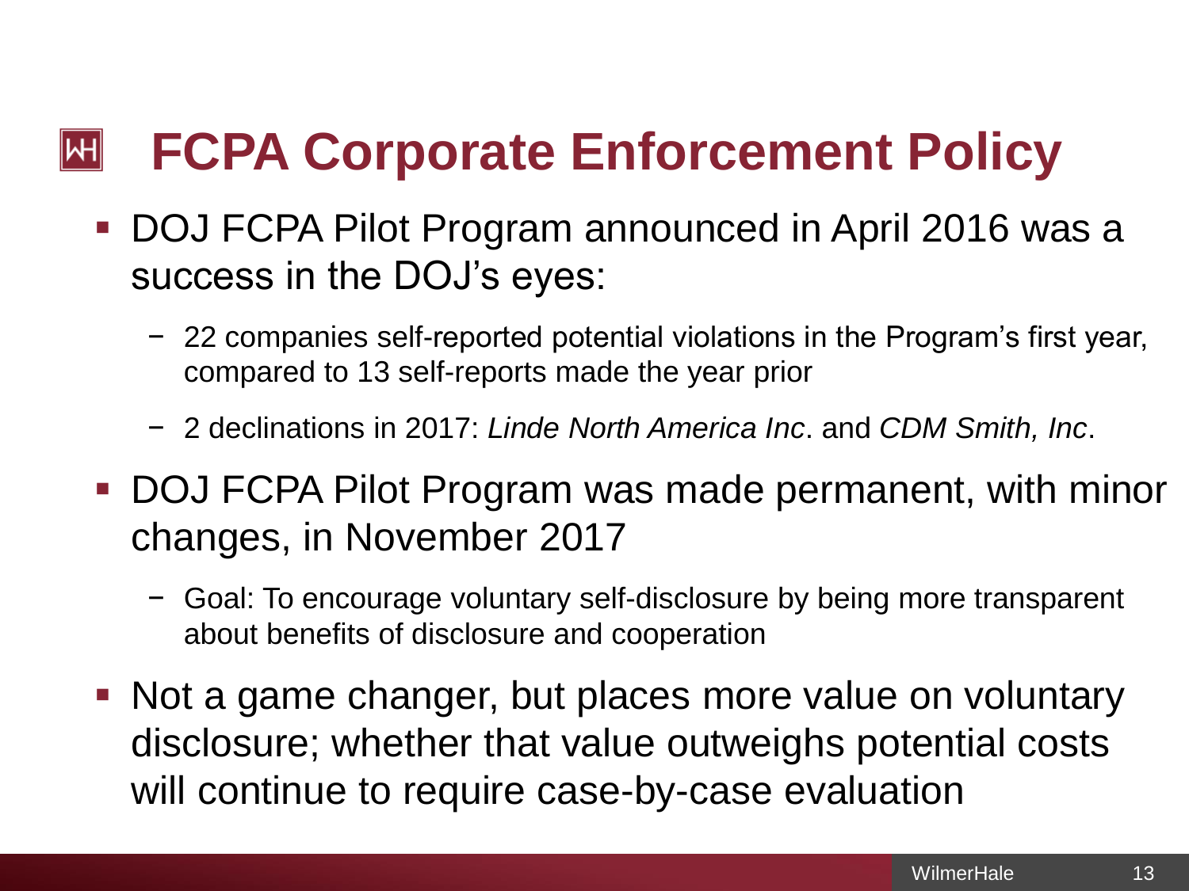# FCPA Corporate Enforcement Policy

- DOJ FCPA Pilot Program announced in April 2016 was a success in the DOJ's eyes:
  - 22 companies self-reported potential violations in the Program's first year, compared to 13 self-reports made the year prior
  - 2 declinations in 2017: *Linde North America Inc*. and *CDM Smith, Inc*.
- DOJ FCPA Pilot Program was made permanent, with minor changes, in November 2017
  - Goal: To encourage voluntary self-disclosure by being more transparent about benefits of disclosure and cooperation
- Not a game changer, but places more value on voluntary disclosure; whether that value outweighs potential costs will continue to require case-by-case evaluation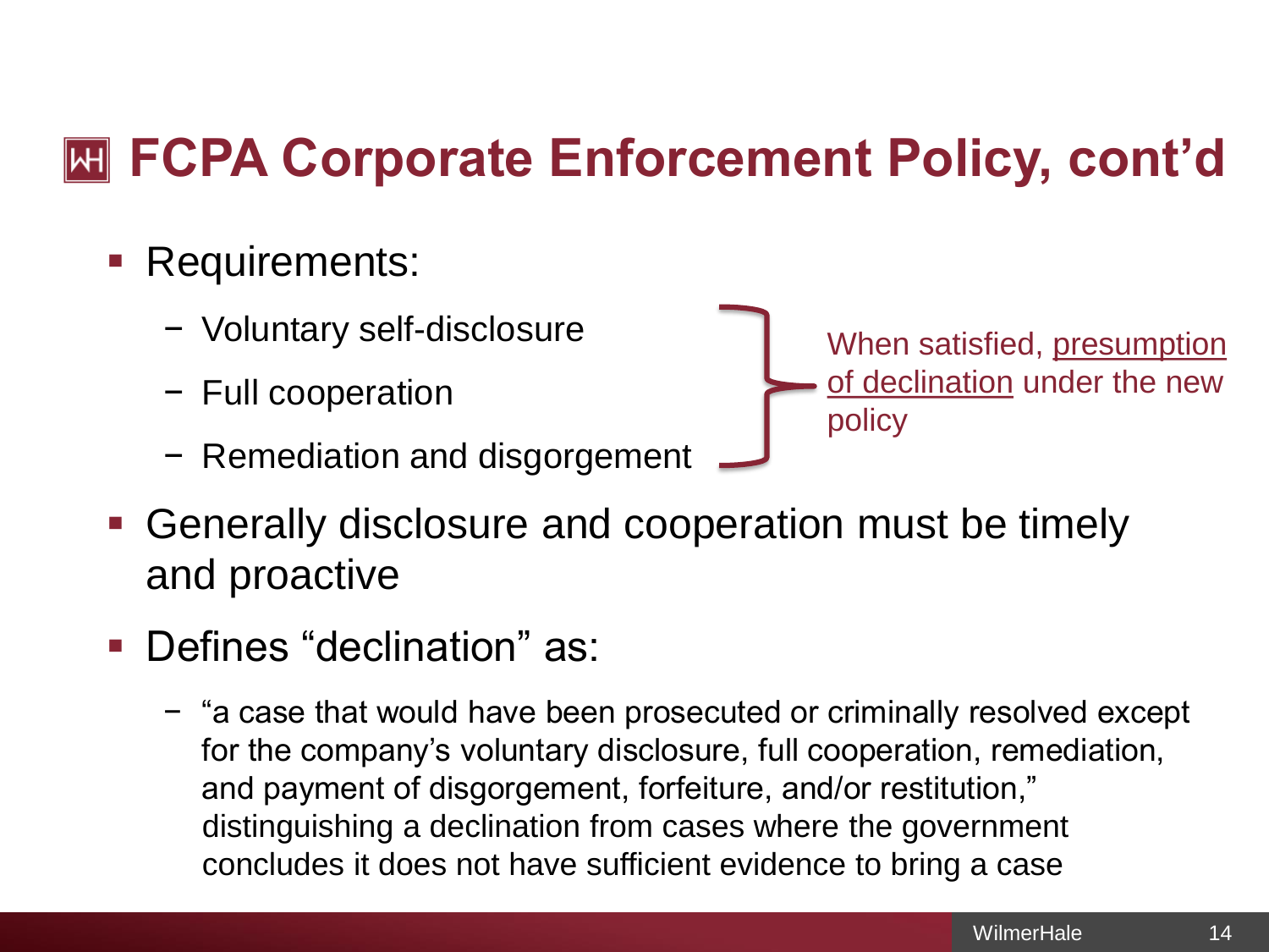# FCPA Corporate Enforcement Policy, cont'd

- Requirements:
  - Voluntary self-disclosure
  - Full cooperation
  - Remediation and disgorgement

  When satisfied, presumption of declination under the new policy

- Generally disclosure and cooperation must be timely and proactive
- Defines "declination" as:
  - "a case that would have been prosecuted or criminally resolved except for the company's voluntary disclosure, full cooperation, remediation, and payment of disgorgement, forfeiture, and/or restitution," distinguishing a declination from cases where the government concludes it does not have sufficient evidence to bring a case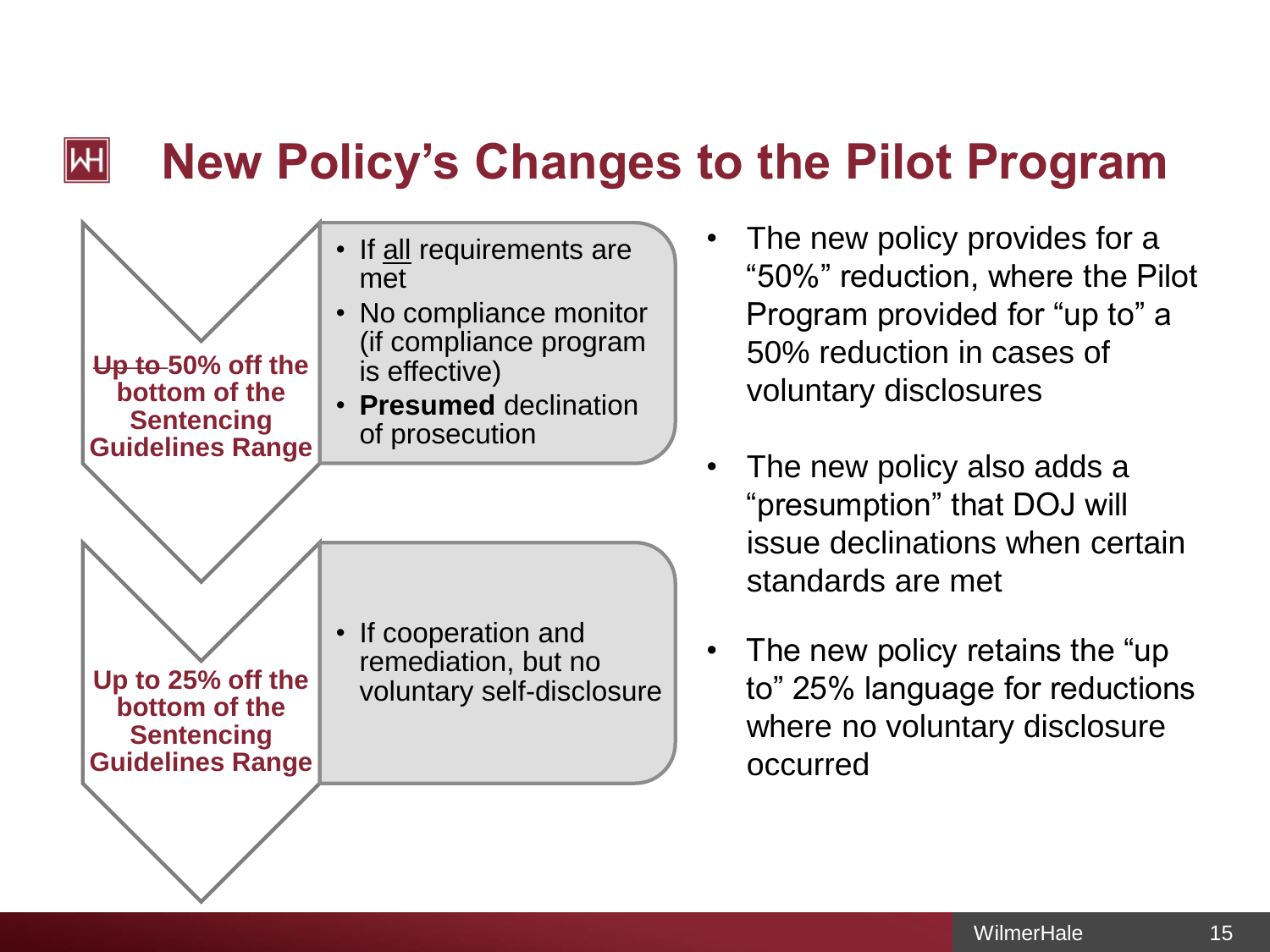# New Policy's Changes to the Pilot Program

**~~Up to~~ 50% off the bottom of the Sentencing Guidelines Range**

- If <u>all</u> requirements are met
- No compliance monitor (if compliance program is effective)
- **Presumed** declination of prosecution

**Up to 25% off the bottom of the Sentencing Guidelines Range**

- If cooperation and remediation, but no voluntary self-disclosure

---

- The new policy provides for a "50%" reduction, where the Pilot Program provided for "up to" a 50% reduction in cases of voluntary disclosures
- The new policy also adds a "presumption" that DOJ will issue declinations when certain standards are met
- The new policy retains the "up to" 25% language for reductions where no voluntary disclosure occurred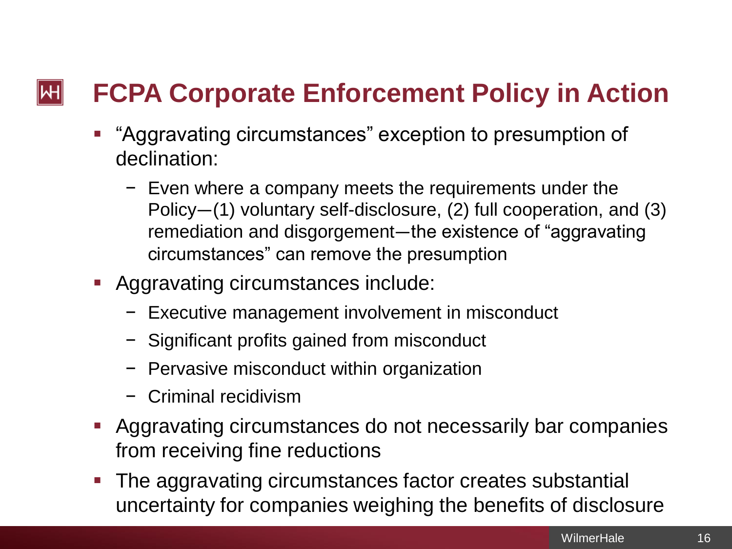# FCPA Corporate Enforcement Policy in Action

- "Aggravating circumstances" exception to presumption of declination:
  - Even where a company meets the requirements under the Policy—(1) voluntary self-disclosure, (2) full cooperation, and (3) remediation and disgorgement—the existence of "aggravating circumstances" can remove the presumption
- Aggravating circumstances include:
  - Executive management involvement in misconduct
  - Significant profits gained from misconduct
  - Pervasive misconduct within organization
  - Criminal recidivism
- Aggravating circumstances do not necessarily bar companies from receiving fine reductions
- The aggravating circumstances factor creates substantial uncertainty for companies weighing the benefits of disclosure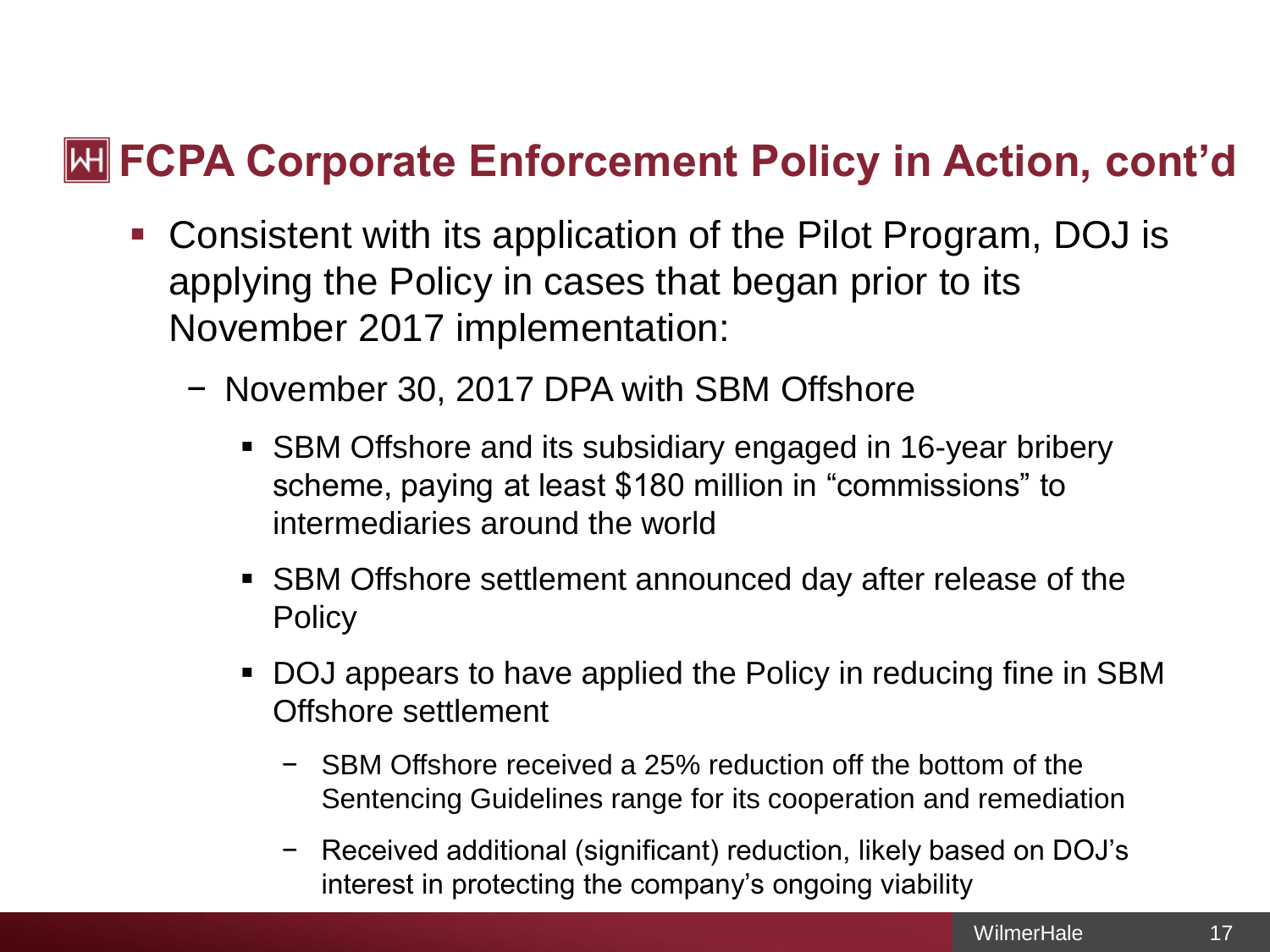# FCPA Corporate Enforcement Policy in Action, cont'd

- Consistent with its application of the Pilot Program, DOJ is applying the Policy in cases that began prior to its November 2017 implementation:
  - November 30, 2017 DPA with SBM Offshore
    - SBM Offshore and its subsidiary engaged in 16-year bribery scheme, paying at least $180 million in "commissions" to intermediaries around the world
    - SBM Offshore settlement announced day after release of the Policy
    - DOJ appears to have applied the Policy in reducing fine in SBM Offshore settlement
      - SBM Offshore received a 25% reduction off the bottom of the Sentencing Guidelines range for its cooperation and remediation
      - Received additional (significant) reduction, likely based on DOJ's interest in protecting the company's ongoing viability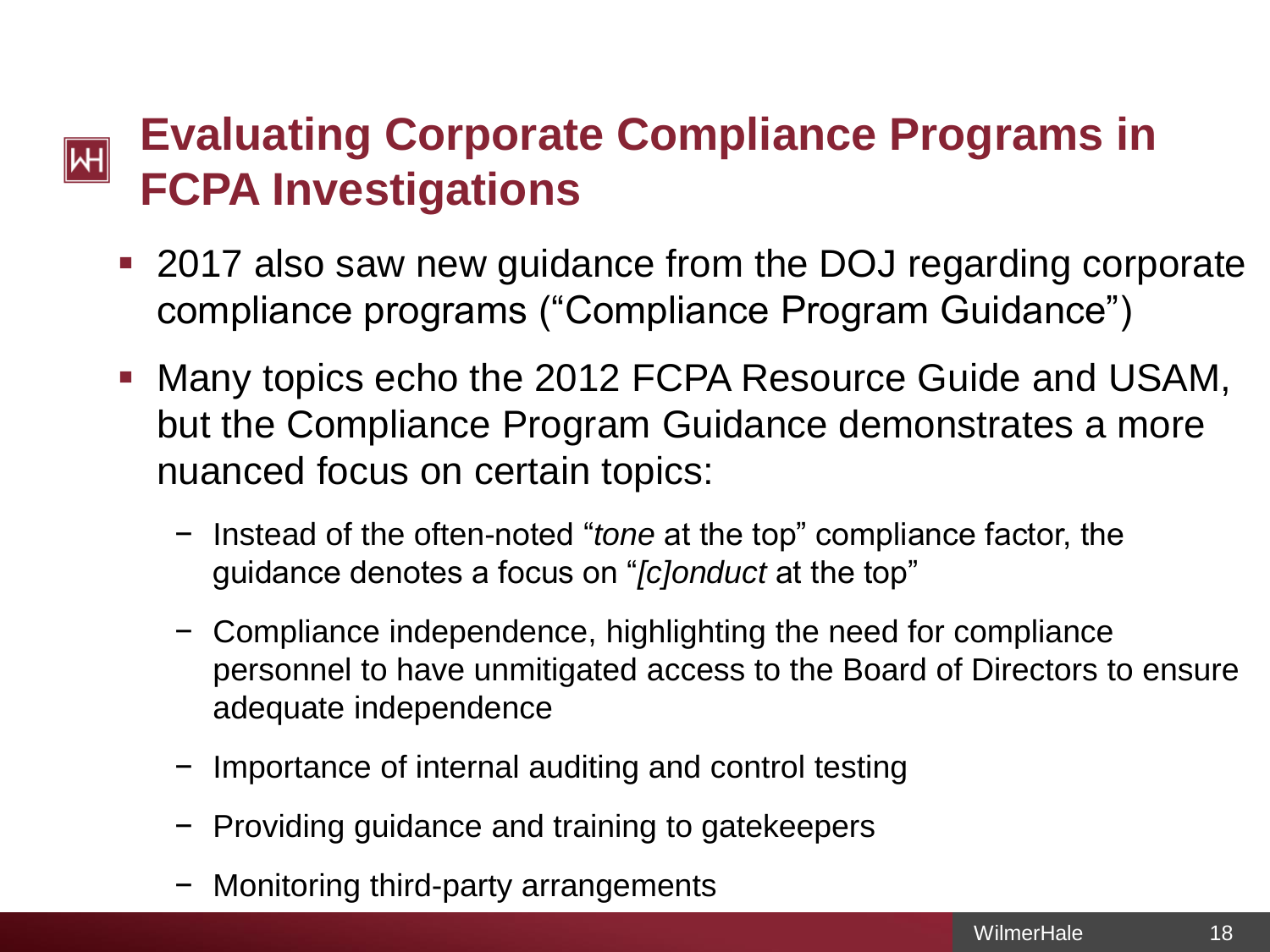# Evaluating Corporate Compliance Programs in FCPA Investigations

- 2017 also saw new guidance from the DOJ regarding corporate compliance programs ("Compliance Program Guidance")
- Many topics echo the 2012 FCPA Resource Guide and USAM, but the Compliance Program Guidance demonstrates a more nuanced focus on certain topics:
  - Instead of the often-noted "*tone* at the top" compliance factor, the guidance denotes a focus on "*[c]onduct* at the top"
  - Compliance independence, highlighting the need for compliance personnel to have unmitigated access to the Board of Directors to ensure adequate independence
  - Importance of internal auditing and control testing
  - Providing guidance and training to gatekeepers
  - Monitoring third-party arrangements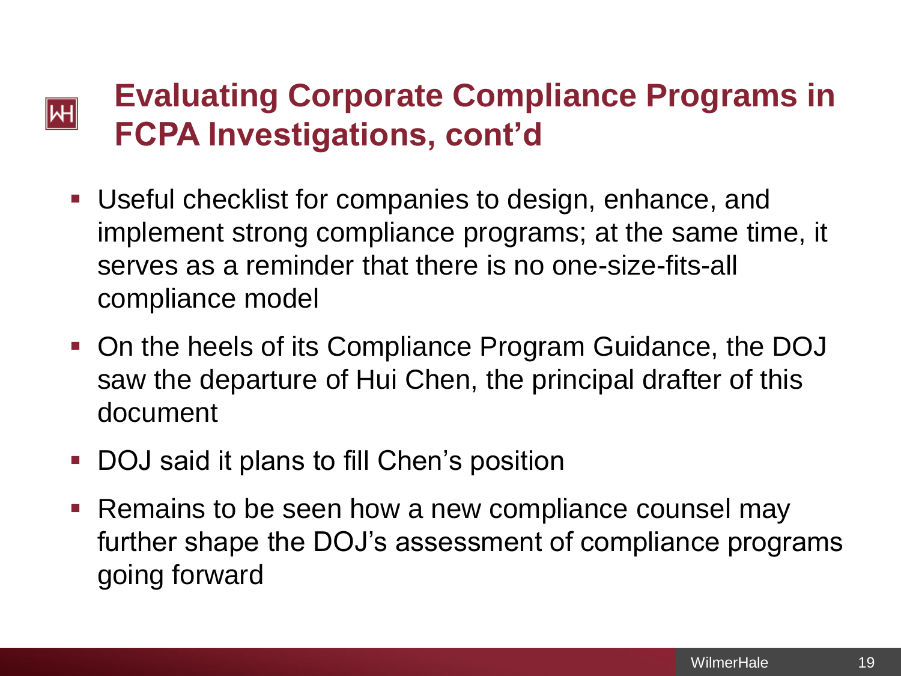# Evaluating Corporate Compliance Programs in FCPA Investigations, cont'd

- Useful checklist for companies to design, enhance, and implement strong compliance programs; at the same time, it serves as a reminder that there is no one-size-fits-all compliance model
- On the heels of its Compliance Program Guidance, the DOJ saw the departure of Hui Chen, the principal drafter of this document
- DOJ said it plans to fill Chen's position
- Remains to be seen how a new compliance counsel may further shape the DOJ's assessment of compliance programs going forward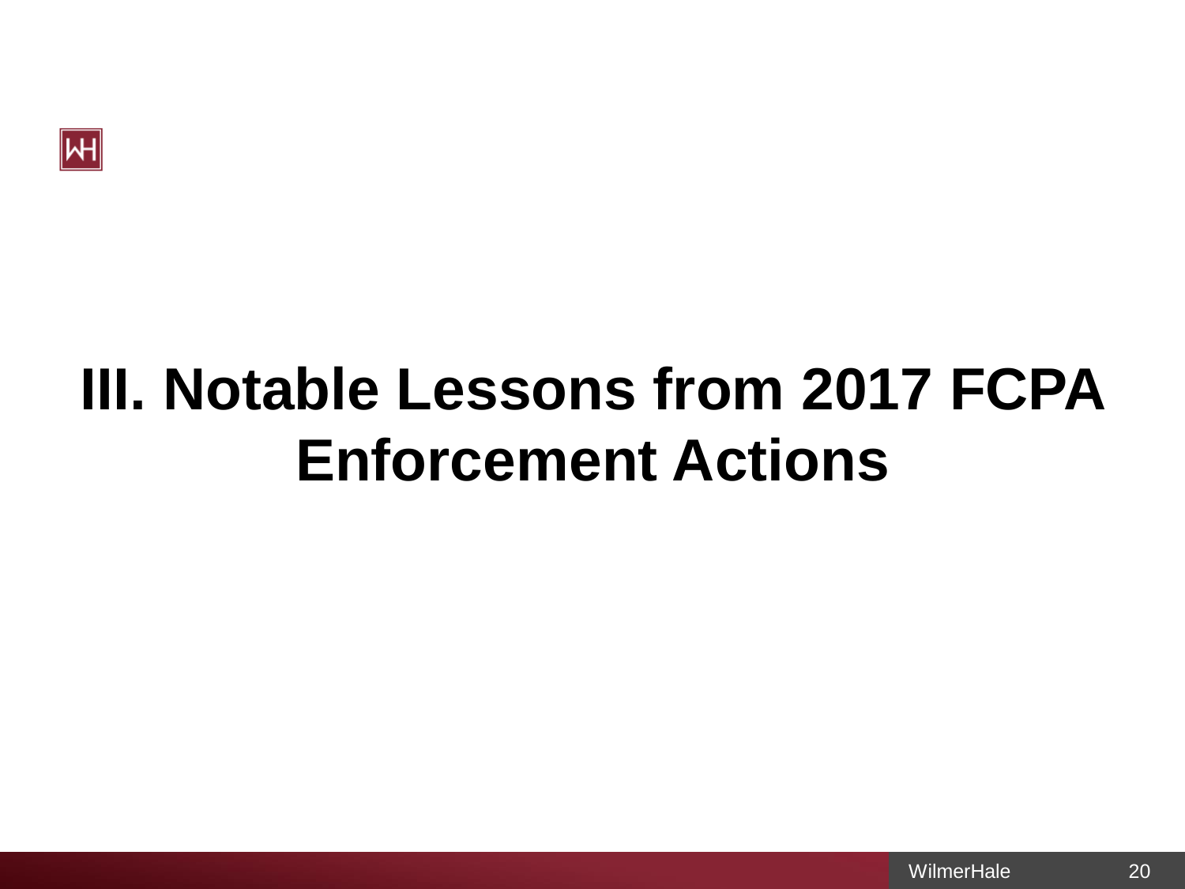# III. Notable Lessons from 2017 FCPA Enforcement Actions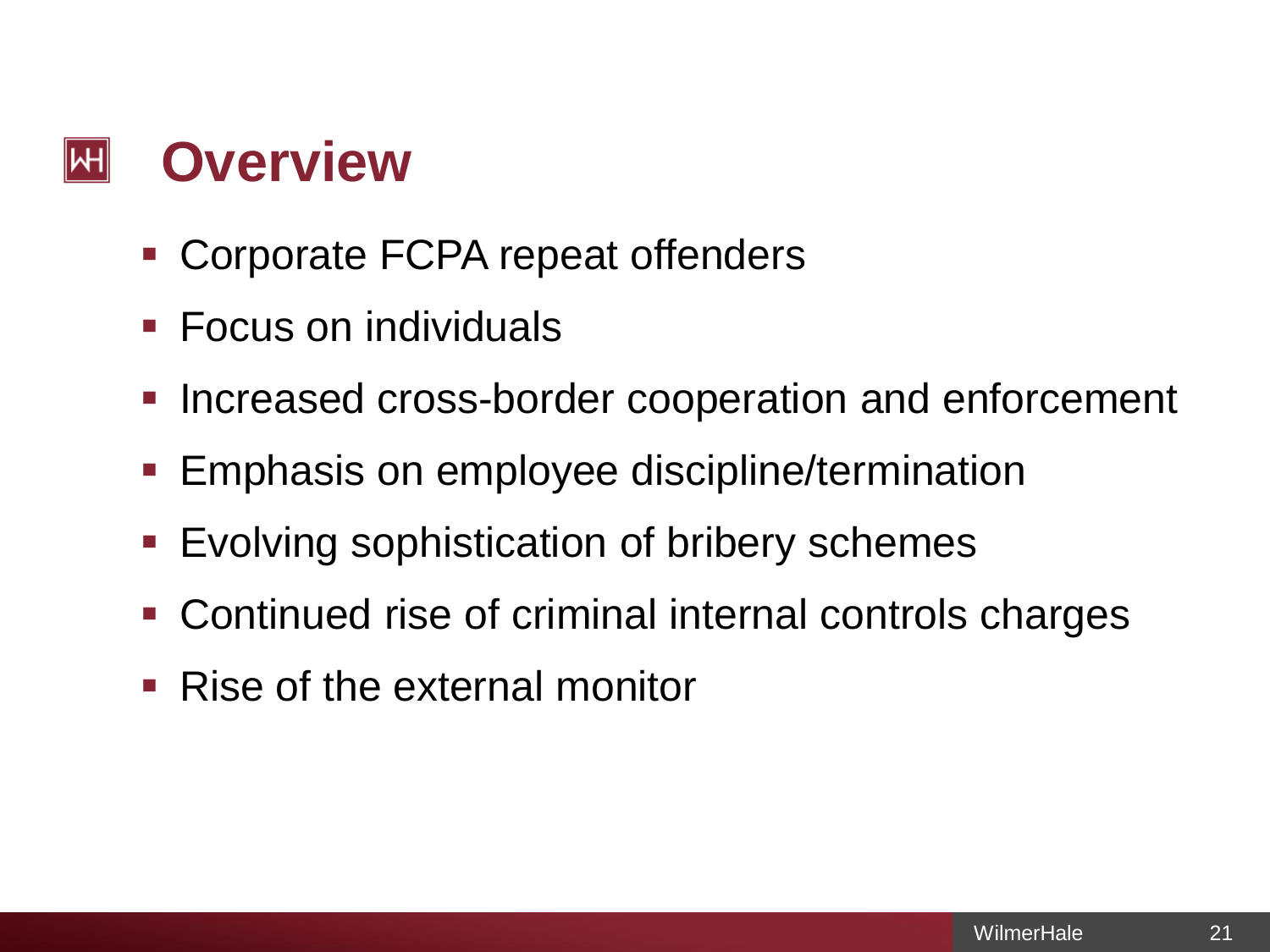# Overview

- Corporate FCPA repeat offenders
- Focus on individuals
- Increased cross-border cooperation and enforcement
- Emphasis on employee discipline/termination
- Evolving sophistication of bribery schemes
- Continued rise of criminal internal controls charges
- Rise of the external monitor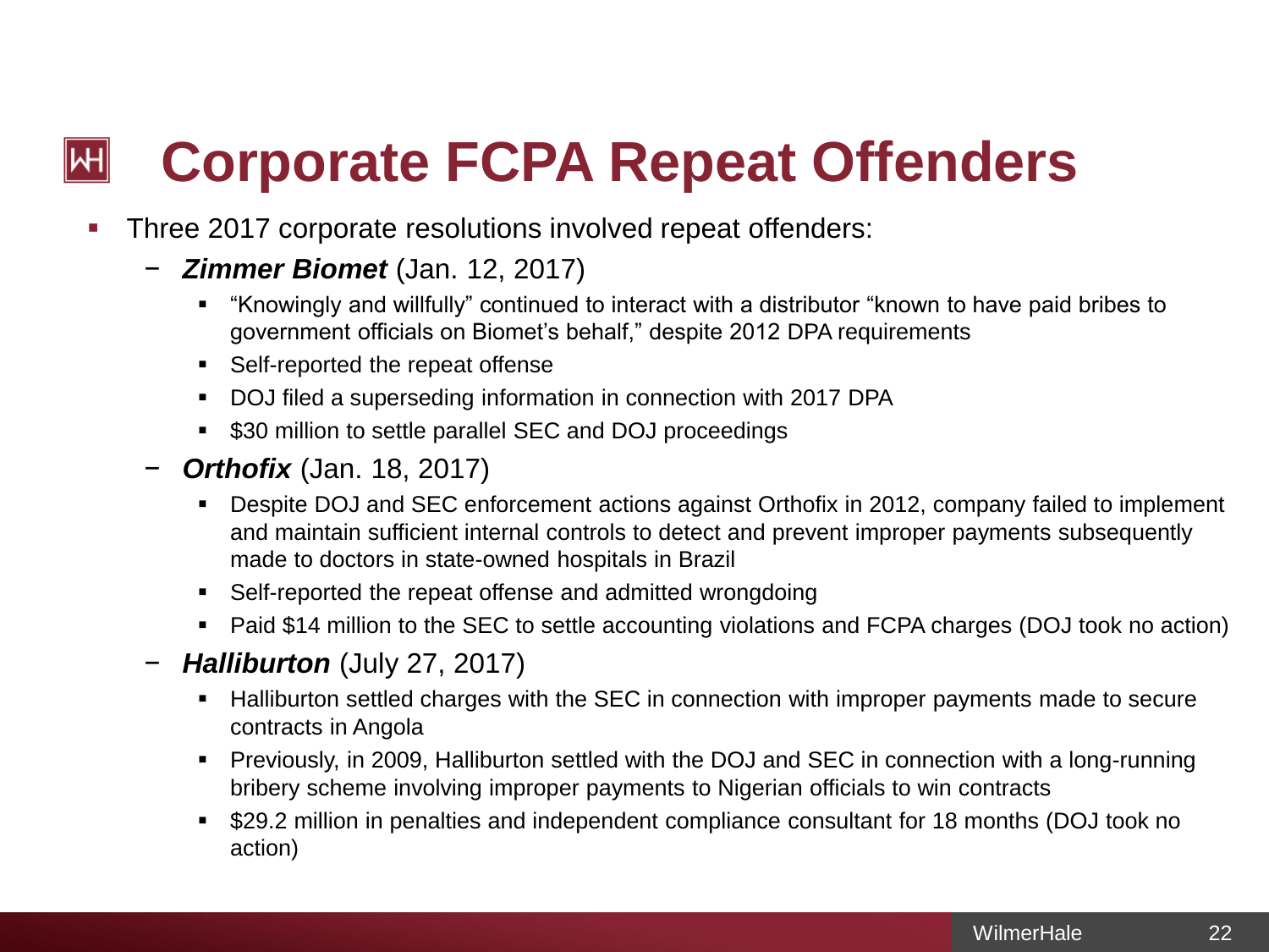# Corporate FCPA Repeat Offenders

- Three 2017 corporate resolutions involved repeat offenders:
  - ***Zimmer Biomet*** (Jan. 12, 2017)
    - "Knowingly and willfully" continued to interact with a distributor "known to have paid bribes to government officials on Biomet's behalf," despite 2012 DPA requirements
    - Self-reported the repeat offense
    - DOJ filed a superseding information in connection with 2017 DPA
    - $30 million to settle parallel SEC and DOJ proceedings
  - ***Orthofix*** (Jan. 18, 2017)
    - Despite DOJ and SEC enforcement actions against Orthofix in 2012, company failed to implement and maintain sufficient internal controls to detect and prevent improper payments subsequently made to doctors in state-owned hospitals in Brazil
    - Self-reported the repeat offense and admitted wrongdoing
    - Paid $14 million to the SEC to settle accounting violations and FCPA charges (DOJ took no action)
  - ***Halliburton*** (July 27, 2017)
    - Halliburton settled charges with the SEC in connection with improper payments made to secure contracts in Angola
    - Previously, in 2009, Halliburton settled with the DOJ and SEC in connection with a long-running bribery scheme involving improper payments to Nigerian officials to win contracts
    - $29.2 million in penalties and independent compliance consultant for 18 months (DOJ took no action)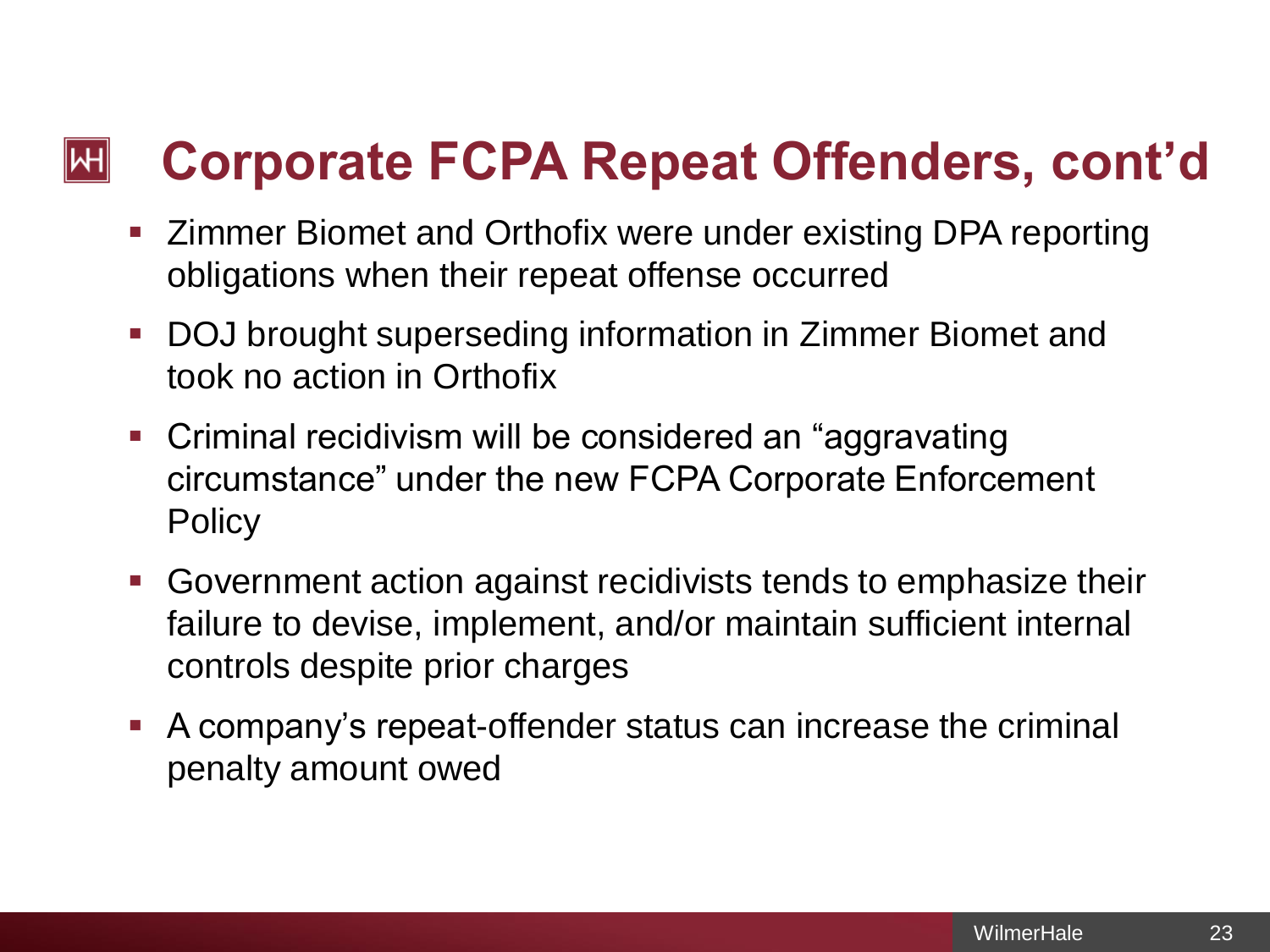# Corporate FCPA Repeat Offenders, cont'd

- Zimmer Biomet and Orthofix were under existing DPA reporting obligations when their repeat offense occurred
- DOJ brought superseding information in Zimmer Biomet and took no action in Orthofix
- Criminal recidivism will be considered an "aggravating circumstance" under the new FCPA Corporate Enforcement Policy
- Government action against recidivists tends to emphasize their failure to devise, implement, and/or maintain sufficient internal controls despite prior charges
- A company's repeat-offender status can increase the criminal penalty amount owed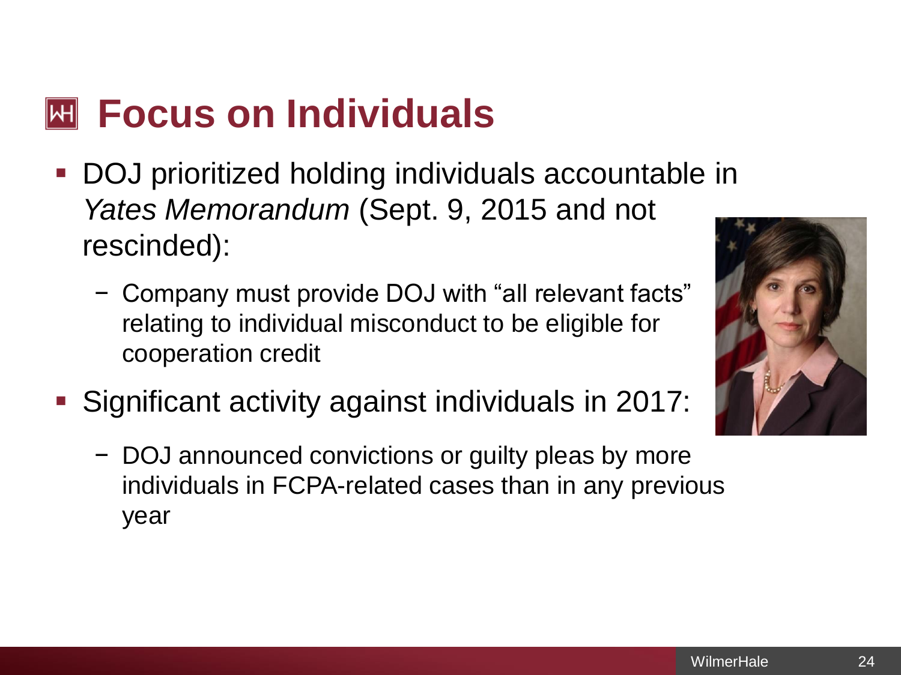# Focus on Individuals

- DOJ prioritized holding individuals accountable in *Yates Memorandum* (Sept. 9, 2015 and not rescinded):
  - Company must provide DOJ with "all relevant facts" relating to individual misconduct to be eligible for cooperation credit
- Significant activity against individuals in 2017:
  - DOJ announced convictions or guilty pleas by more individuals in FCPA-related cases than in any previous year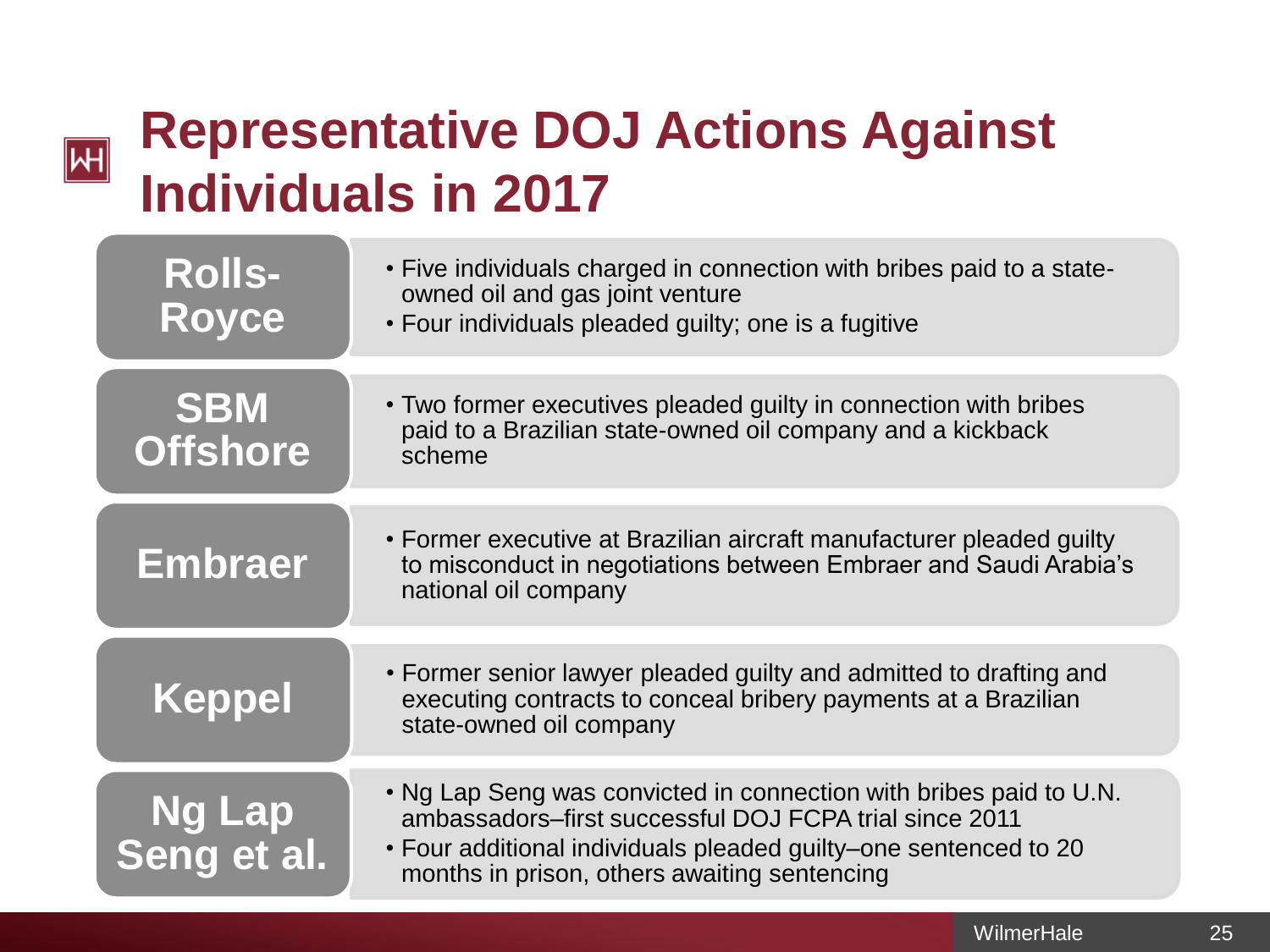# Representative DOJ Actions Against Individuals in 2017

**Rolls-Royce**

- Five individuals charged in connection with bribes paid to a state-owned oil and gas joint venture
- Four individuals pleaded guilty; one is a fugitive

**SBM Offshore**

- Two former executives pleaded guilty in connection with bribes paid to a Brazilian state-owned oil company and a kickback scheme

**Embraer**

- Former executive at Brazilian aircraft manufacturer pleaded guilty to misconduct in negotiations between Embraer and Saudi Arabia's national oil company

**Keppel**

- Former senior lawyer pleaded guilty and admitted to drafting and executing contracts to conceal bribery payments at a Brazilian state-owned oil company

**Ng Lap Seng et al.**

- Ng Lap Seng was convicted in connection with bribes paid to U.N. ambassadors–first successful DOJ FCPA trial since 2011
- Four additional individuals pleaded guilty–one sentenced to 20 months in prison, others awaiting sentencing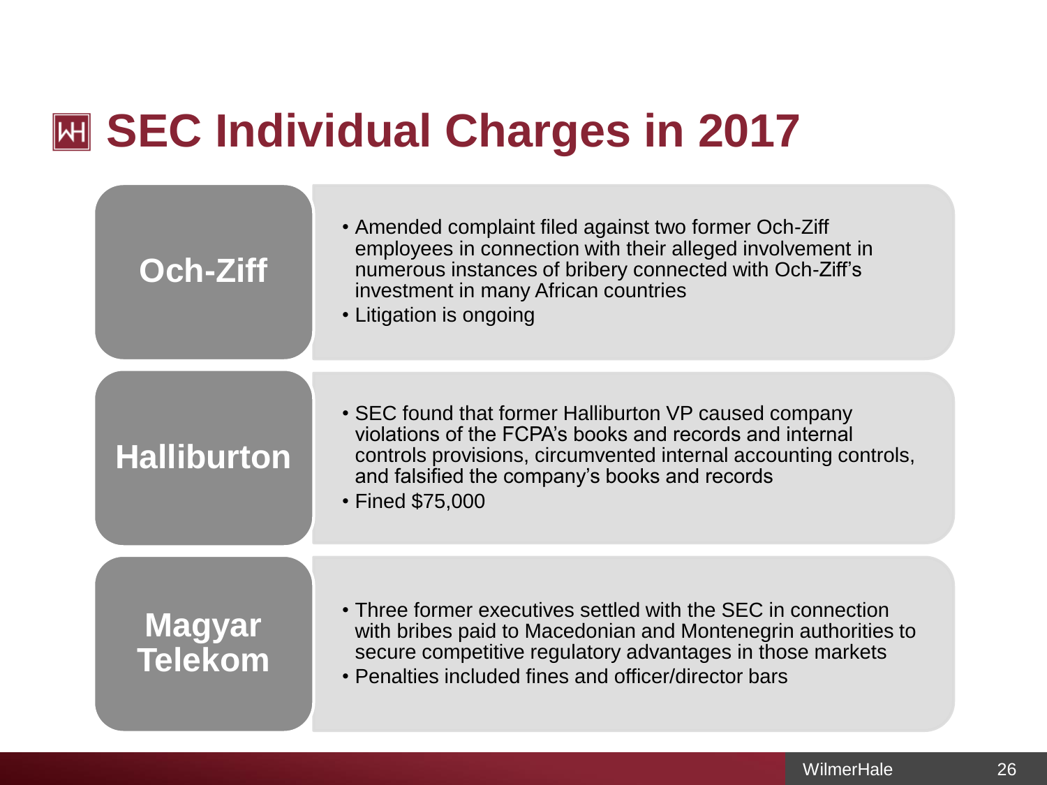# SEC Individual Charges in 2017

## Och-Ziff

- Amended complaint filed against two former Och-Ziff employees in connection with their alleged involvement in numerous instances of bribery connected with Och-Ziff's investment in many African countries
- Litigation is ongoing

## Halliburton

- SEC found that former Halliburton VP caused company violations of the FCPA's books and records and internal controls provisions, circumvented internal accounting controls, and falsified the company's books and records
- Fined $75,000

## Magyar Telekom

- Three former executives settled with the SEC in connection with bribes paid to Macedonian and Montenegrin authorities to secure competitive regulatory advantages in those markets
- Penalties included fines and officer/director bars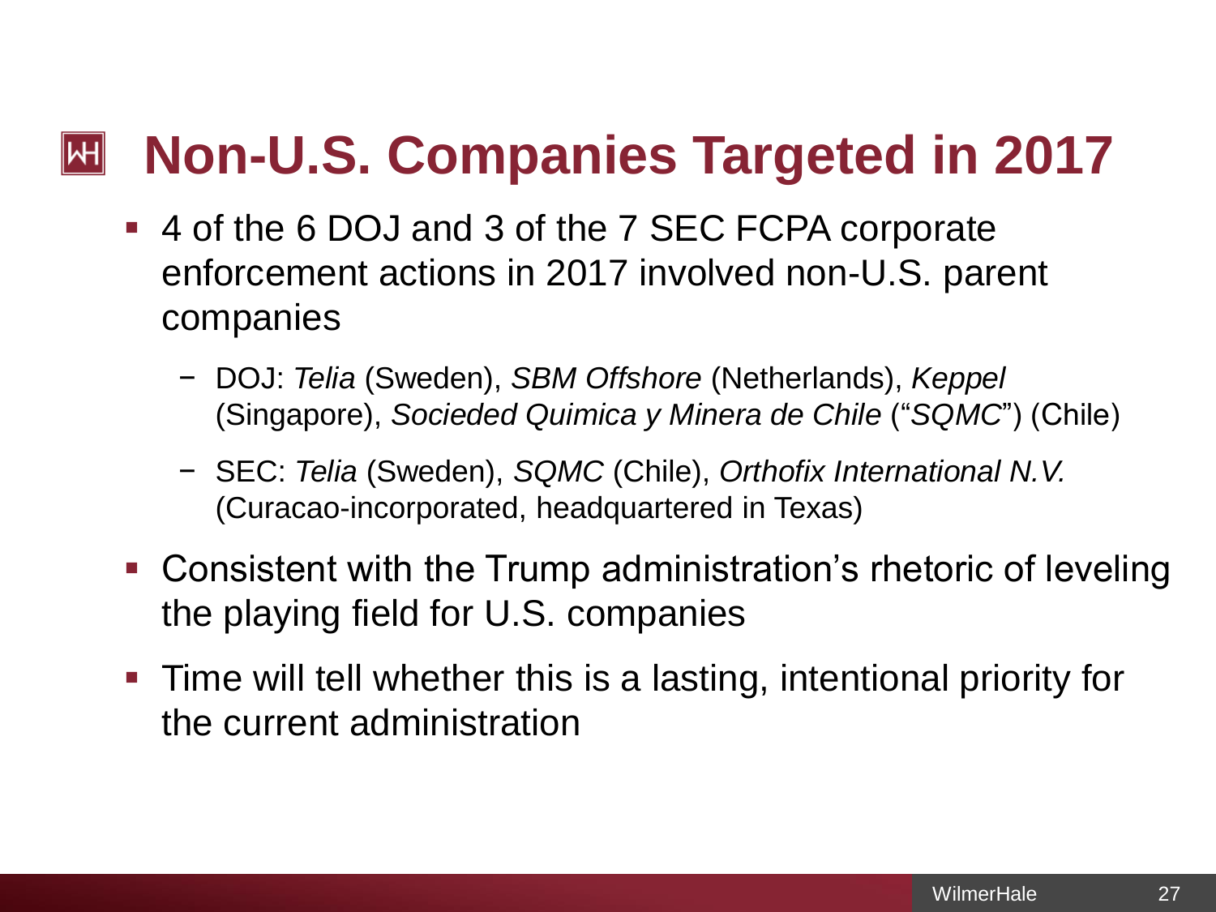# Non-U.S. Companies Targeted in 2017

- 4 of the 6 DOJ and 3 of the 7 SEC FCPA corporate enforcement actions in 2017 involved non-U.S. parent companies
  - DOJ: *Telia* (Sweden), *SBM Offshore* (Netherlands), *Keppel* (Singapore), *Socieded Quimica y Minera de Chile* ("*SQMC*") (Chile)
  - SEC: *Telia* (Sweden), *SQMC* (Chile), *Orthofix International N.V.* (Curacao-incorporated, headquartered in Texas)
- Consistent with the Trump administration's rhetoric of leveling the playing field for U.S. companies
- Time will tell whether this is a lasting, intentional priority for the current administration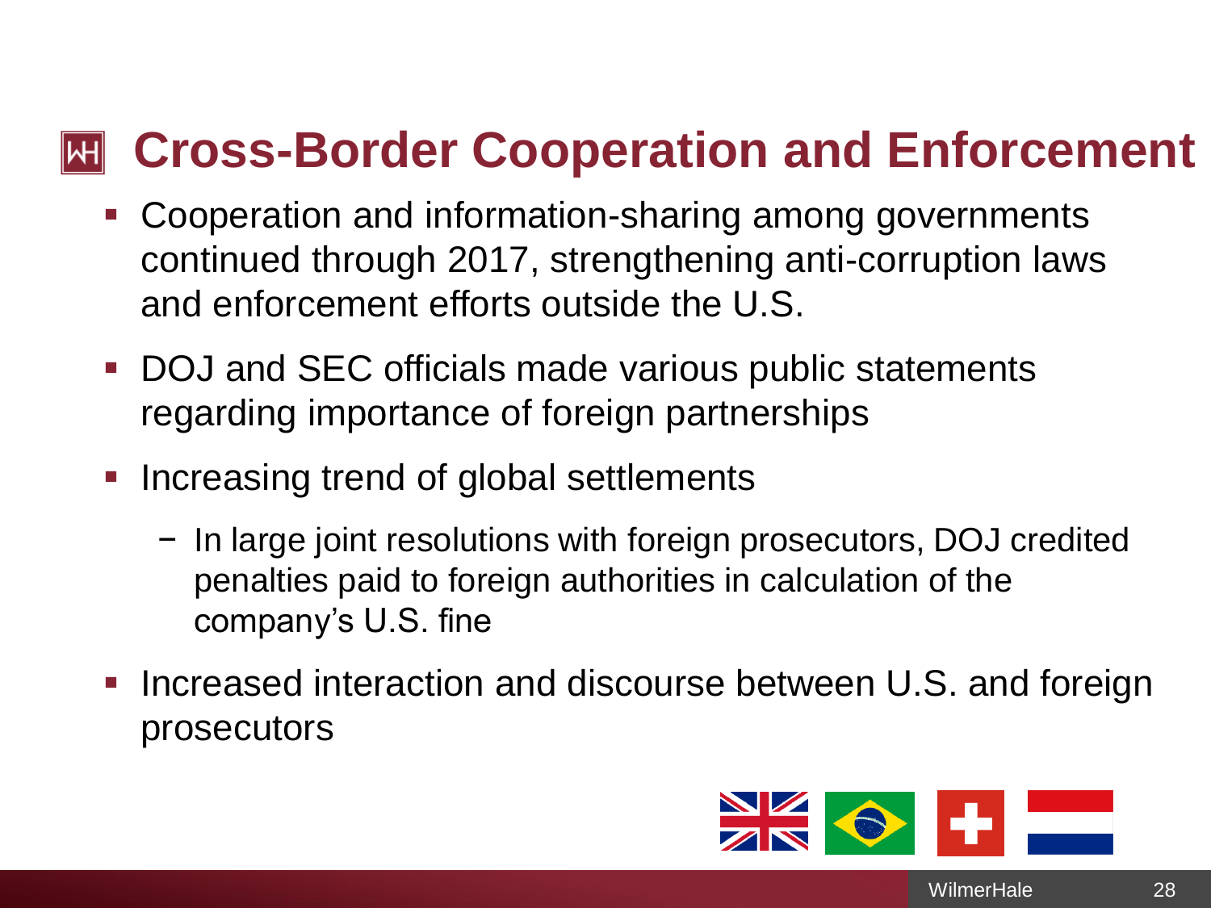# Cross-Border Cooperation and Enforcement

- Cooperation and information-sharing among governments continued through 2017, strengthening anti-corruption laws and enforcement efforts outside the U.S.
- DOJ and SEC officials made various public statements regarding importance of foreign partnerships
- Increasing trend of global settlements
  - In large joint resolutions with foreign prosecutors, DOJ credited penalties paid to foreign authorities in calculation of the company's U.S. fine
- Increased interaction and discourse between U.S. and foreign prosecutors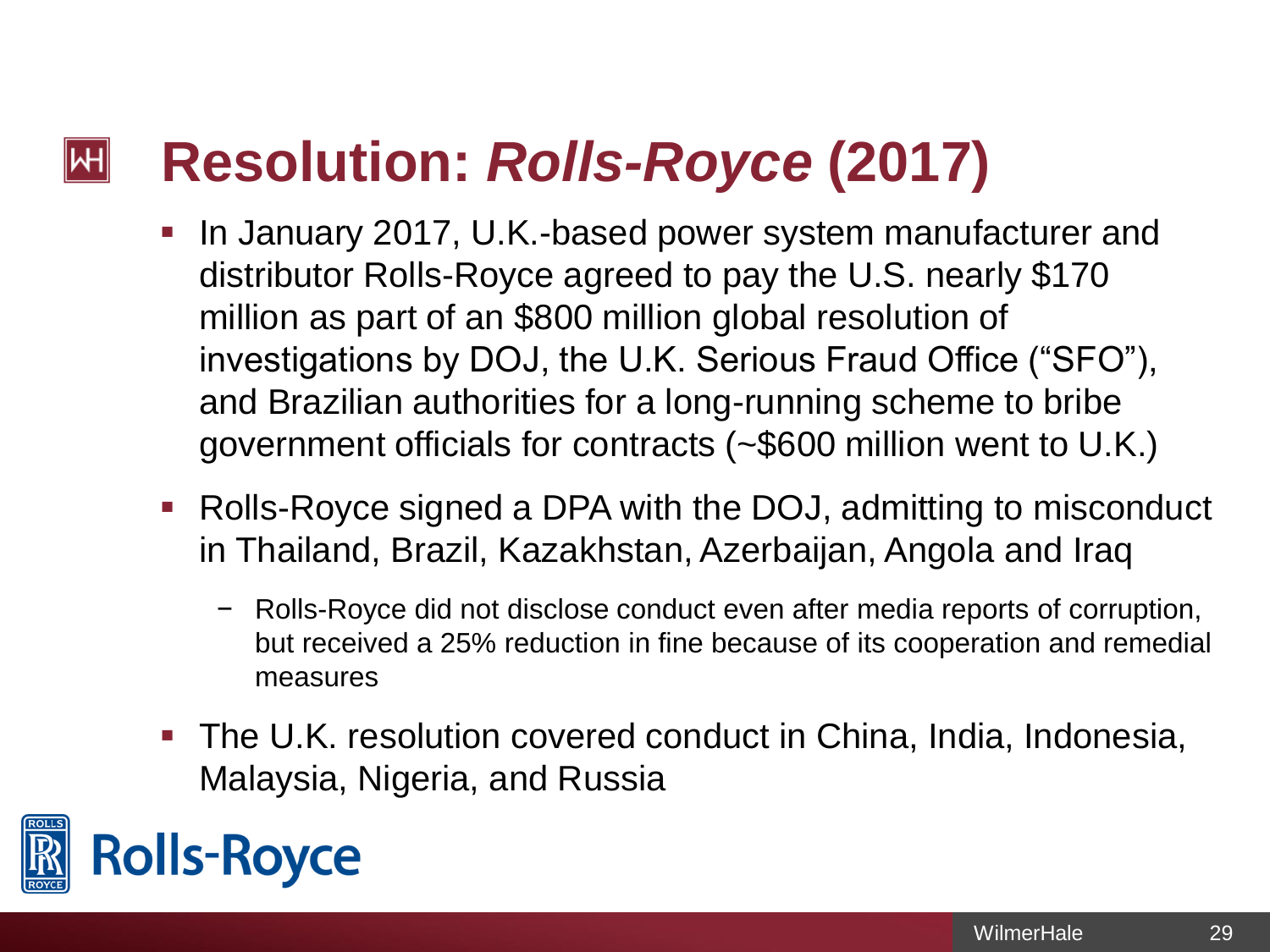# Resolution: *Rolls-Royce* (2017)

- In January 2017, U.K.-based power system manufacturer and distributor Rolls-Royce agreed to pay the U.S. nearly $170 million as part of an $800 million global resolution of investigations by DOJ, the U.K. Serious Fraud Office ("SFO"), and Brazilian authorities for a long-running scheme to bribe government officials for contracts (~$600 million went to U.K.)
- Rolls-Royce signed a DPA with the DOJ, admitting to misconduct in Thailand, Brazil, Kazakhstan, Azerbaijan, Angola and Iraq
  - Rolls-Royce did not disclose conduct even after media reports of corruption, but received a 25% reduction in fine because of its cooperation and remedial measures
- The U.K. resolution covered conduct in China, India, Indonesia, Malaysia, Nigeria, and Russia

Rolls-Royce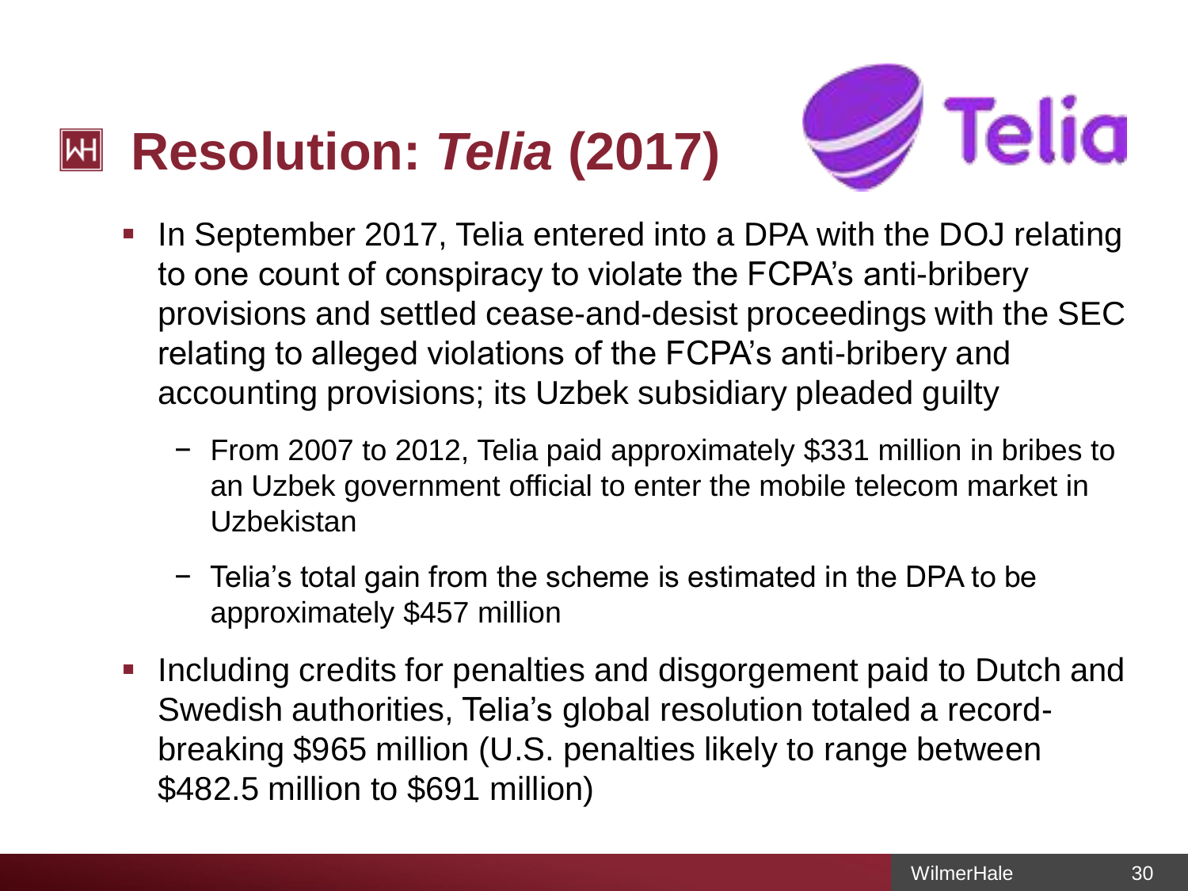# Resolution: *Telia* (2017)

- In September 2017, Telia entered into a DPA with the DOJ relating to one count of conspiracy to violate the FCPA's anti-bribery provisions and settled cease-and-desist proceedings with the SEC relating to alleged violations of the FCPA's anti-bribery and accounting provisions; its Uzbek subsidiary pleaded guilty
  - From 2007 to 2012, Telia paid approximately $331 million in bribes to an Uzbek government official to enter the mobile telecom market in Uzbekistan
  - Telia's total gain from the scheme is estimated in the DPA to be approximately $457 million
- Including credits for penalties and disgorgement paid to Dutch and Swedish authorities, Telia's global resolution totaled a record-breaking $965 million (U.S. penalties likely to range between $482.5 million to $691 million)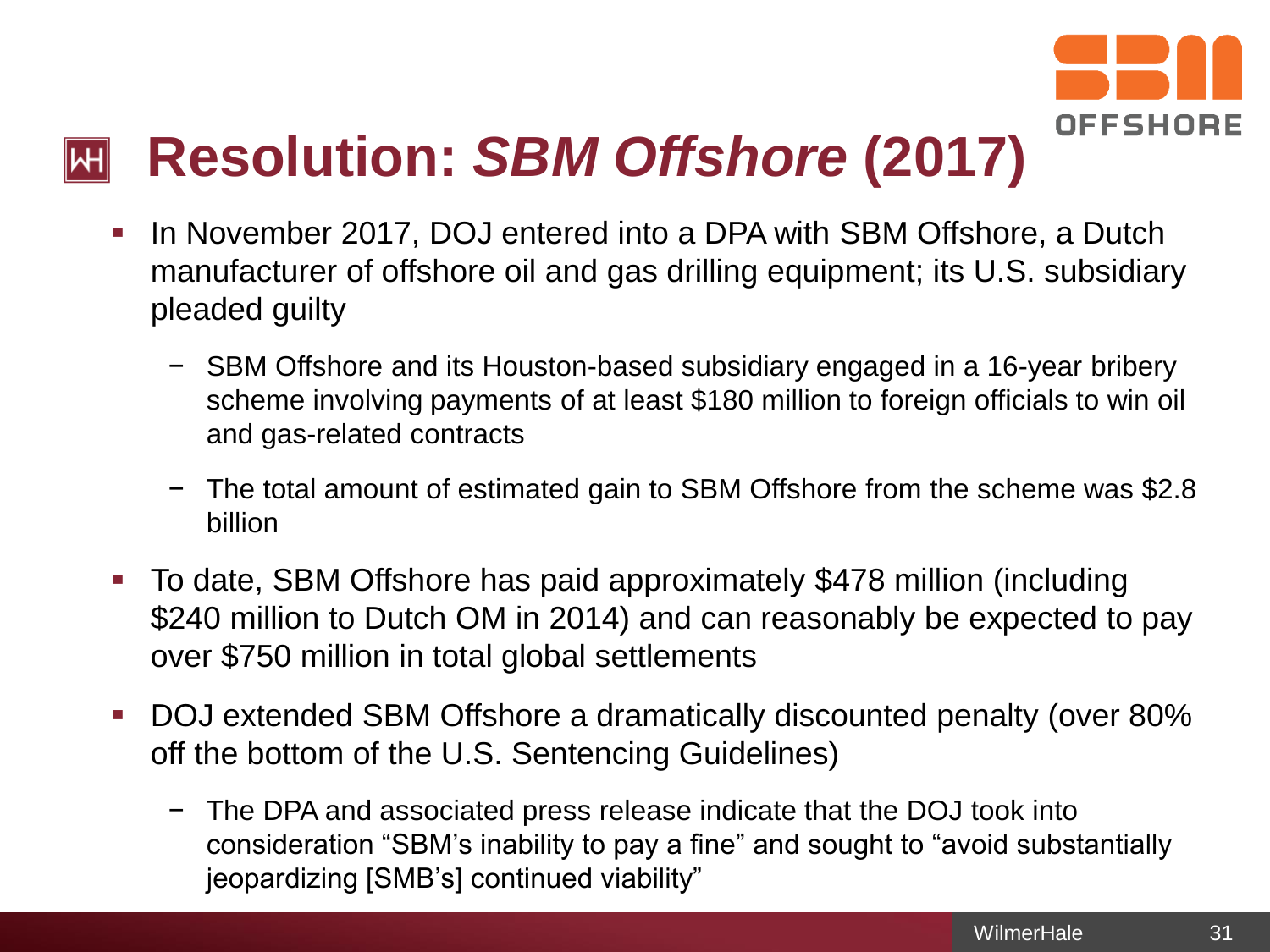# Resolution: *SBM Offshore* (2017)

- In November 2017, DOJ entered into a DPA with SBM Offshore, a Dutch manufacturer of offshore oil and gas drilling equipment; its U.S. subsidiary pleaded guilty
  - SBM Offshore and its Houston-based subsidiary engaged in a 16-year bribery scheme involving payments of at least $180 million to foreign officials to win oil and gas-related contracts
  - The total amount of estimated gain to SBM Offshore from the scheme was $2.8 billion
- To date, SBM Offshore has paid approximately $478 million (including $240 million to Dutch OM in 2014) and can reasonably be expected to pay over $750 million in total global settlements
- DOJ extended SBM Offshore a dramatically discounted penalty (over 80% off the bottom of the U.S. Sentencing Guidelines)
  - The DPA and associated press release indicate that the DOJ took into consideration "SBM's inability to pay a fine" and sought to "avoid substantially jeopardizing [SMB's] continued viability"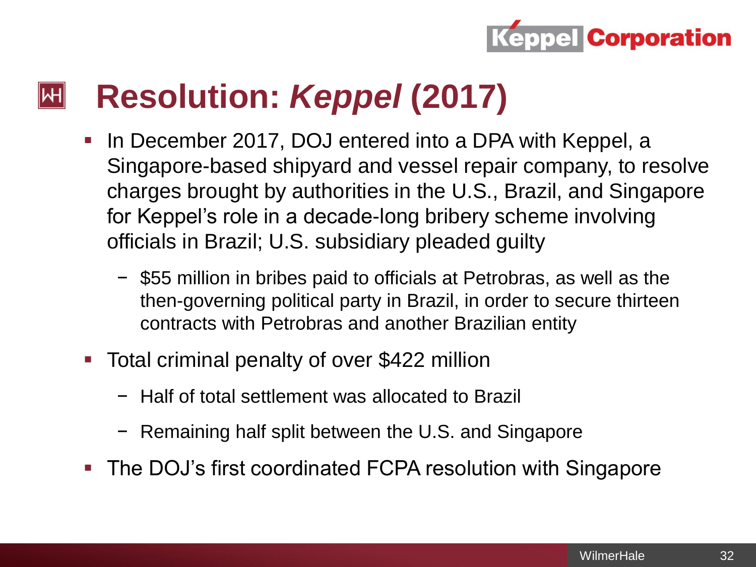# Resolution: *Keppel* (2017)

- In December 2017, DOJ entered into a DPA with Keppel, a Singapore-based shipyard and vessel repair company, to resolve charges brought by authorities in the U.S., Brazil, and Singapore for Keppel's role in a decade-long bribery scheme involving officials in Brazil; U.S. subsidiary pleaded guilty
  - $55 million in bribes paid to officials at Petrobras, as well as the then-governing political party in Brazil, in order to secure thirteen contracts with Petrobras and another Brazilian entity
- Total criminal penalty of over $422 million
  - Half of total settlement was allocated to Brazil
  - Remaining half split between the U.S. and Singapore
- The DOJ's first coordinated FCPA resolution with Singapore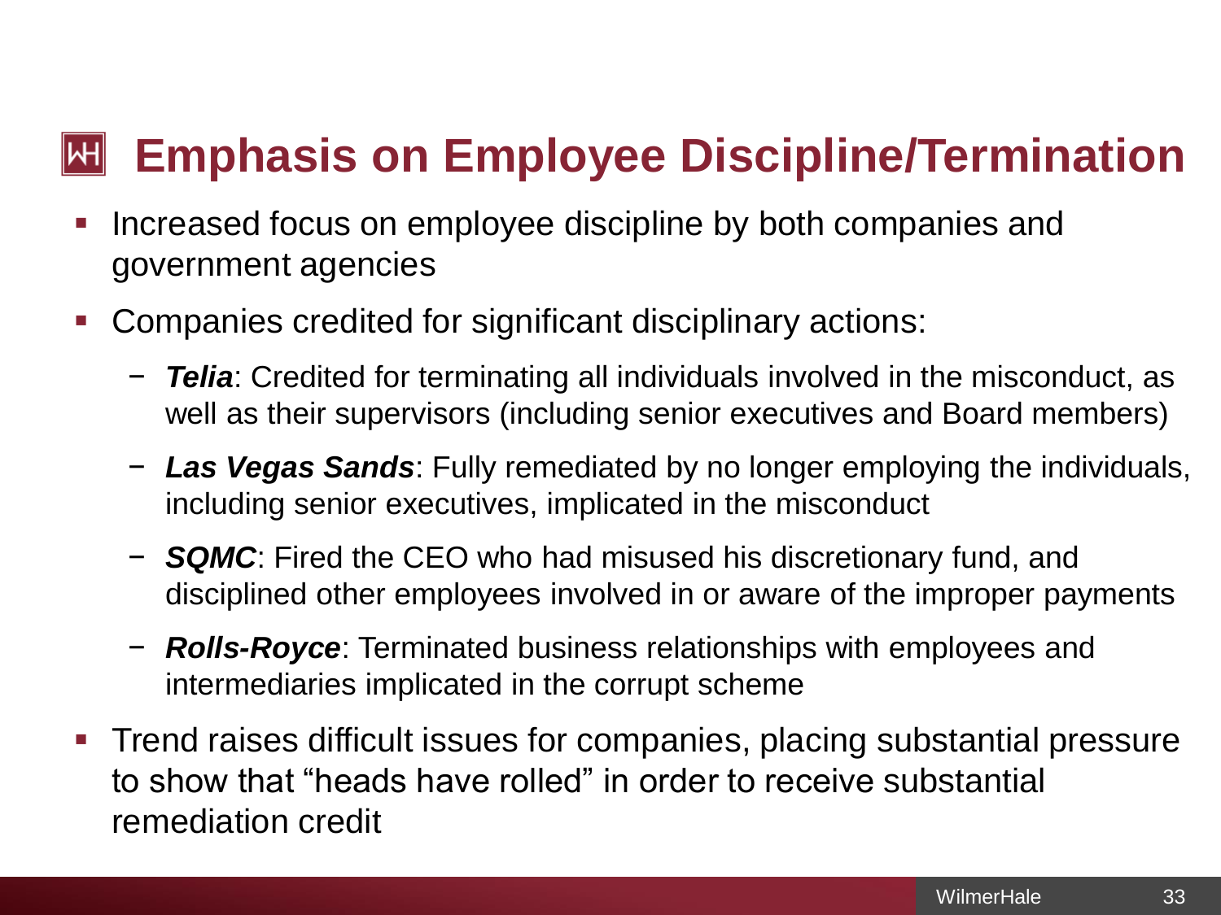# Emphasis on Employee Discipline/Termination

- Increased focus on employee discipline by both companies and government agencies
- Companies credited for significant disciplinary actions:
  - ***Telia***: Credited for terminating all individuals involved in the misconduct, as well as their supervisors (including senior executives and Board members)
  - ***Las Vegas Sands***: Fully remediated by no longer employing the individuals, including senior executives, implicated in the misconduct
  - ***SQMC***: Fired the CEO who had misused his discretionary fund, and disciplined other employees involved in or aware of the improper payments
  - ***Rolls-Royce***: Terminated business relationships with employees and intermediaries implicated in the corrupt scheme
- Trend raises difficult issues for companies, placing substantial pressure to show that "heads have rolled" in order to receive substantial remediation credit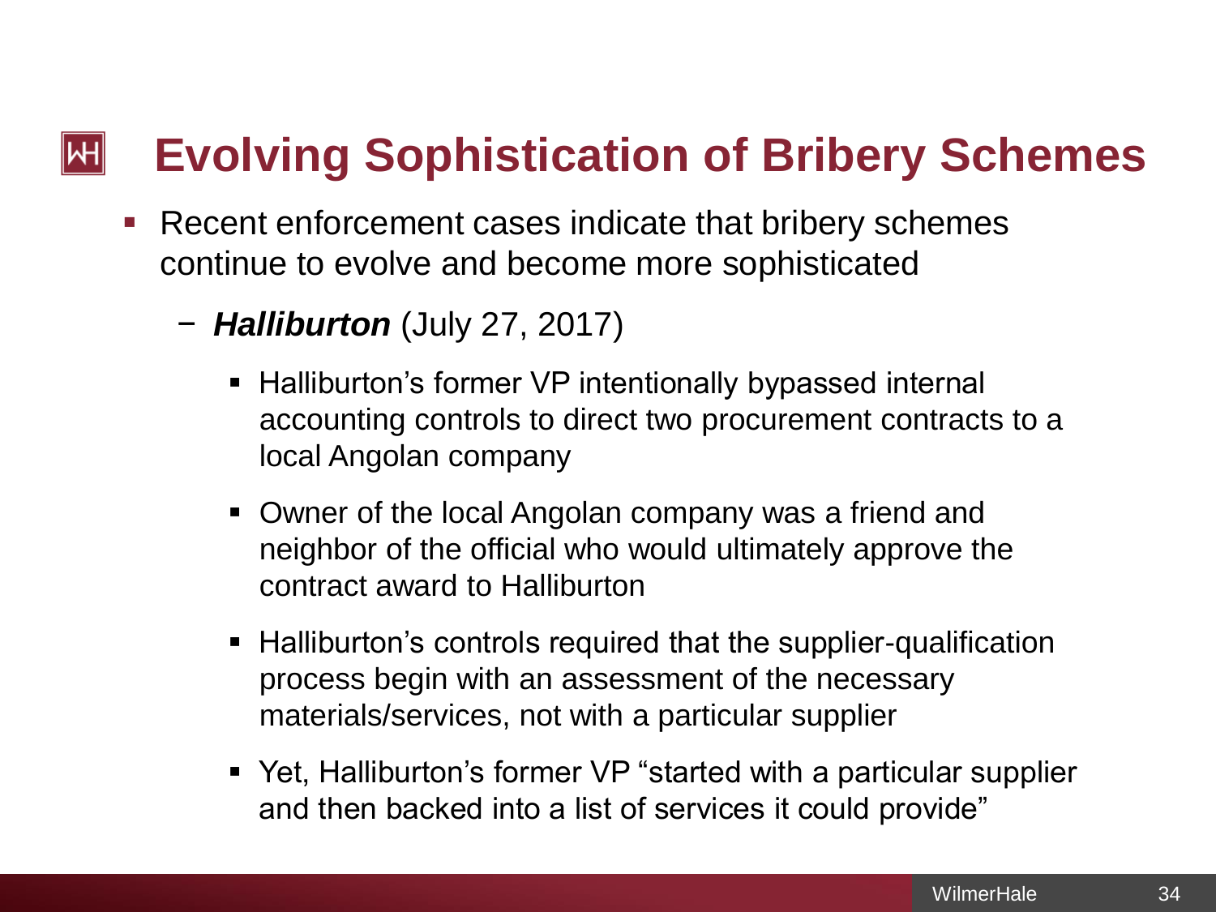# Evolving Sophistication of Bribery Schemes

- Recent enforcement cases indicate that bribery schemes continue to evolve and become more sophisticated
  - ***Halliburton*** (July 27, 2017)
    - Halliburton's former VP intentionally bypassed internal accounting controls to direct two procurement contracts to a local Angolan company
    - Owner of the local Angolan company was a friend and neighbor of the official who would ultimately approve the contract award to Halliburton
    - Halliburton's controls required that the supplier-qualification process begin with an assessment of the necessary materials/services, not with a particular supplier
    - Yet, Halliburton's former VP "started with a particular supplier and then backed into a list of services it could provide"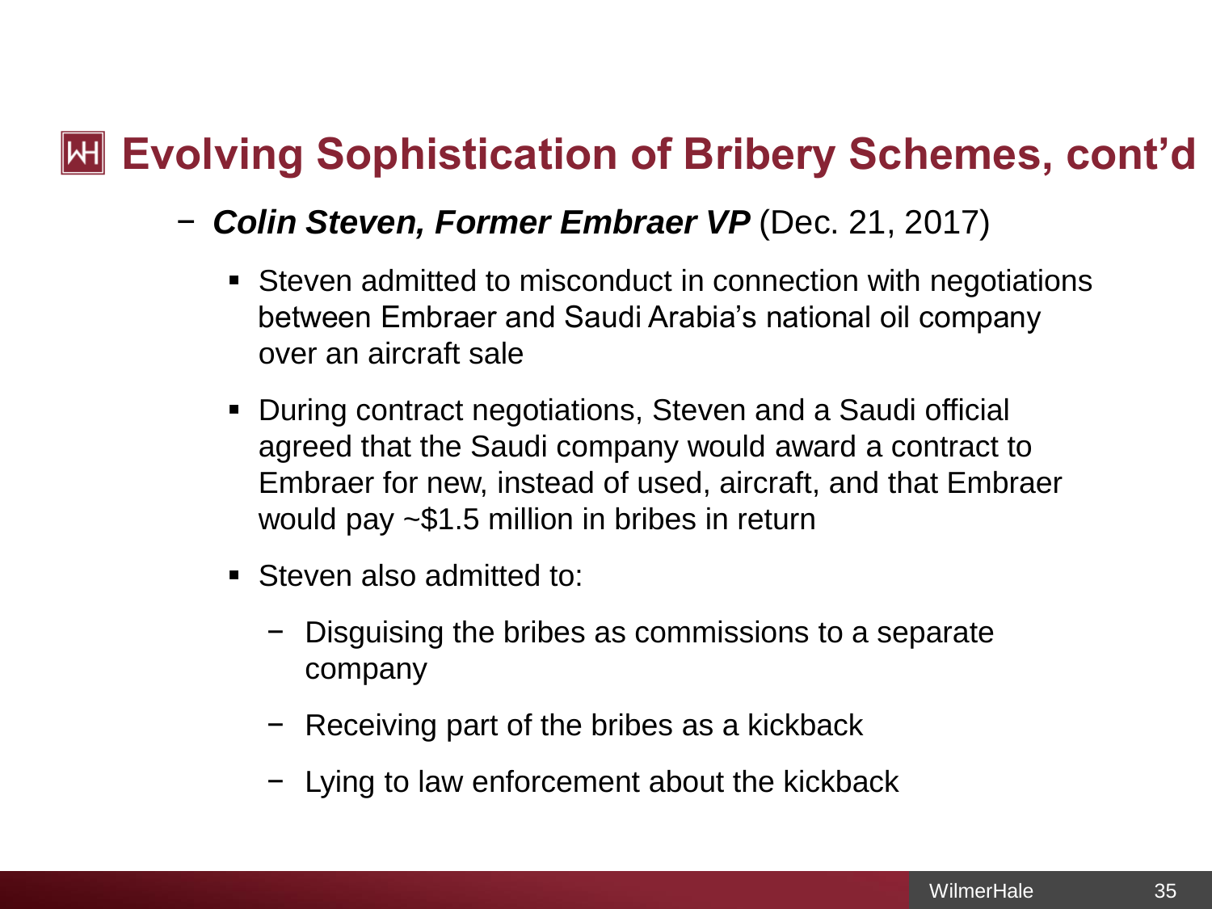# Evolving Sophistication of Bribery Schemes, cont'd

- ***Colin Steven, Former Embraer VP*** (Dec. 21, 2017)
  - Steven admitted to misconduct in connection with negotiations between Embraer and Saudi Arabia's national oil company over an aircraft sale
  - During contract negotiations, Steven and a Saudi official agreed that the Saudi company would award a contract to Embraer for new, instead of used, aircraft, and that Embraer would pay ~$1.5 million in bribes in return
  - Steven also admitted to:
    - Disguising the bribes as commissions to a separate company
    - Receiving part of the bribes as a kickback
    - Lying to law enforcement about the kickback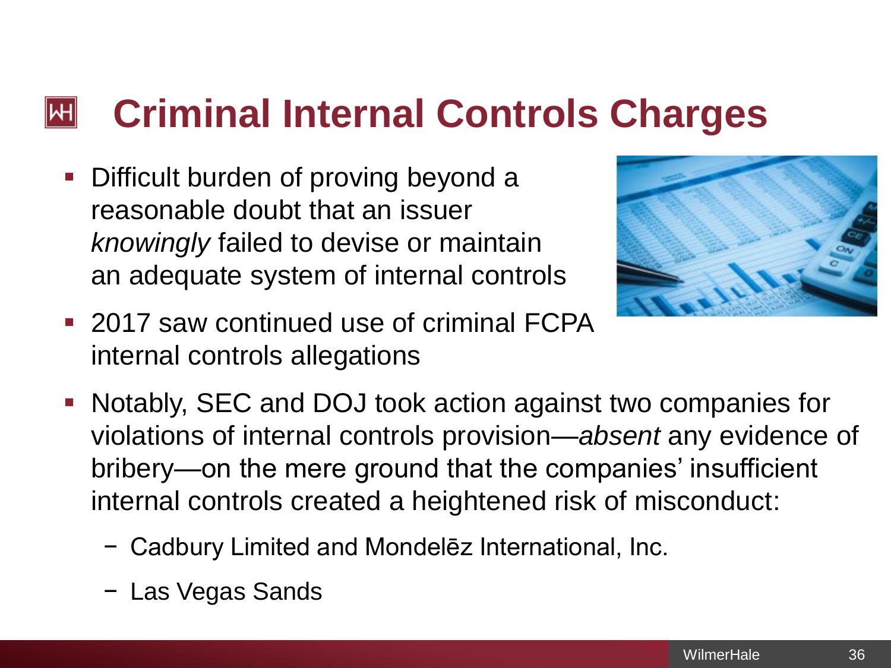# Criminal Internal Controls Charges

- Difficult burden of proving beyond a reasonable doubt that an issuer *knowingly* failed to devise or maintain an adequate system of internal controls
- 2017 saw continued use of criminal FCPA internal controls allegations
- Notably, SEC and DOJ took action against two companies for violations of internal controls provision—*absent* any evidence of bribery—on the mere ground that the companies' insufficient internal controls created a heightened risk of misconduct:
  - Cadbury Limited and Mondelēz International, Inc.
  - Las Vegas Sands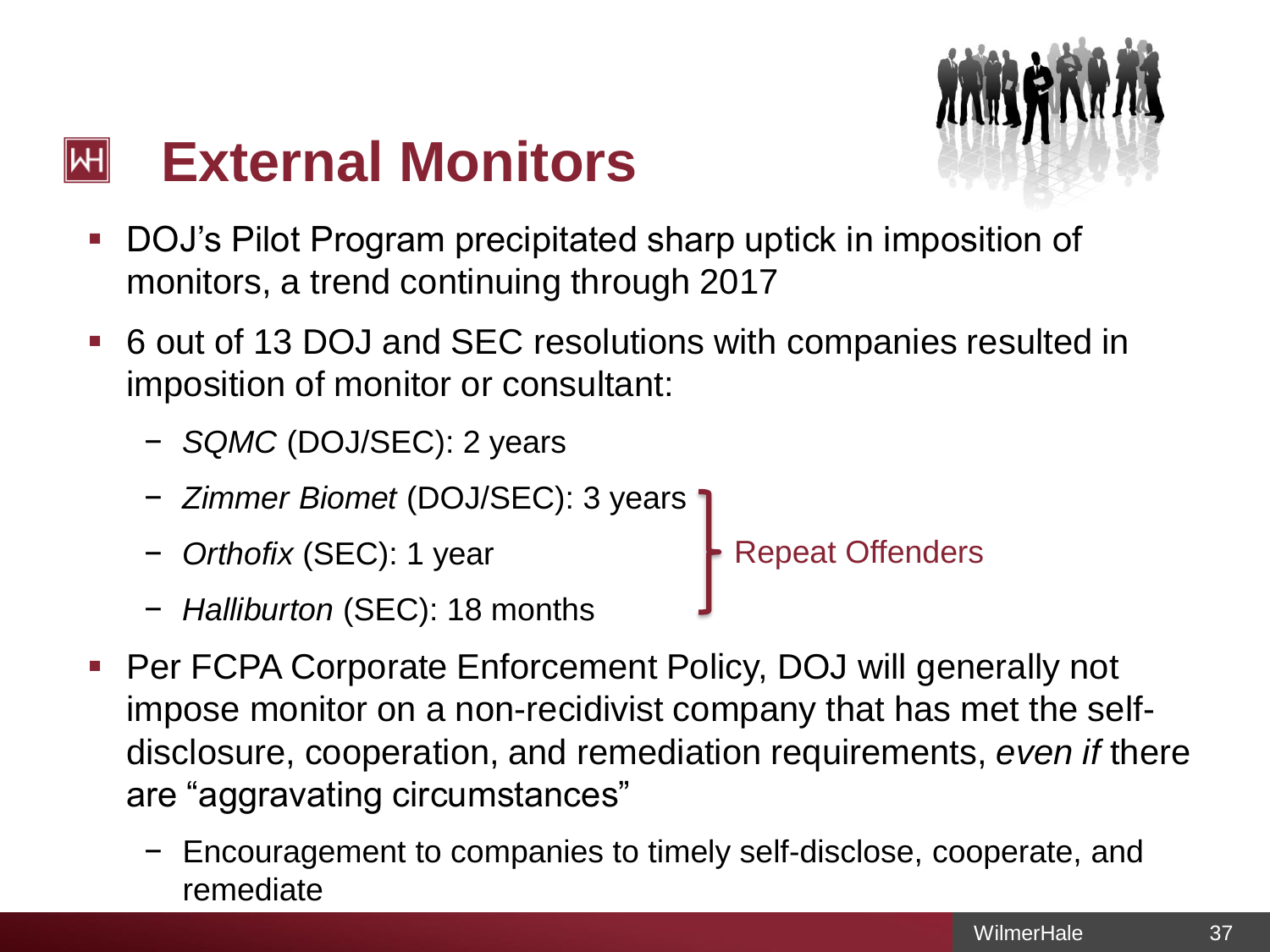# External Monitors

- DOJ's Pilot Program precipitated sharp uptick in imposition of monitors, a trend continuing through 2017
- 6 out of 13 DOJ and SEC resolutions with companies resulted in imposition of monitor or consultant:
  - *SQMC* (DOJ/SEC): 2 years
  - *Zimmer Biomet* (DOJ/SEC): 3 years
  - *Orthofix* (SEC): 1 year
  - *Halliburton* (SEC): 18 months

  Repeat Offenders (*Zimmer Biomet*, *Orthofix*, *Halliburton*)

- Per FCPA Corporate Enforcement Policy, DOJ will generally not impose monitor on a non-recidivist company that has met the self-disclosure, cooperation, and remediation requirements, *even if* there are "aggravating circumstances"
  - Encouragement to companies to timely self-disclose, cooperate, and remediate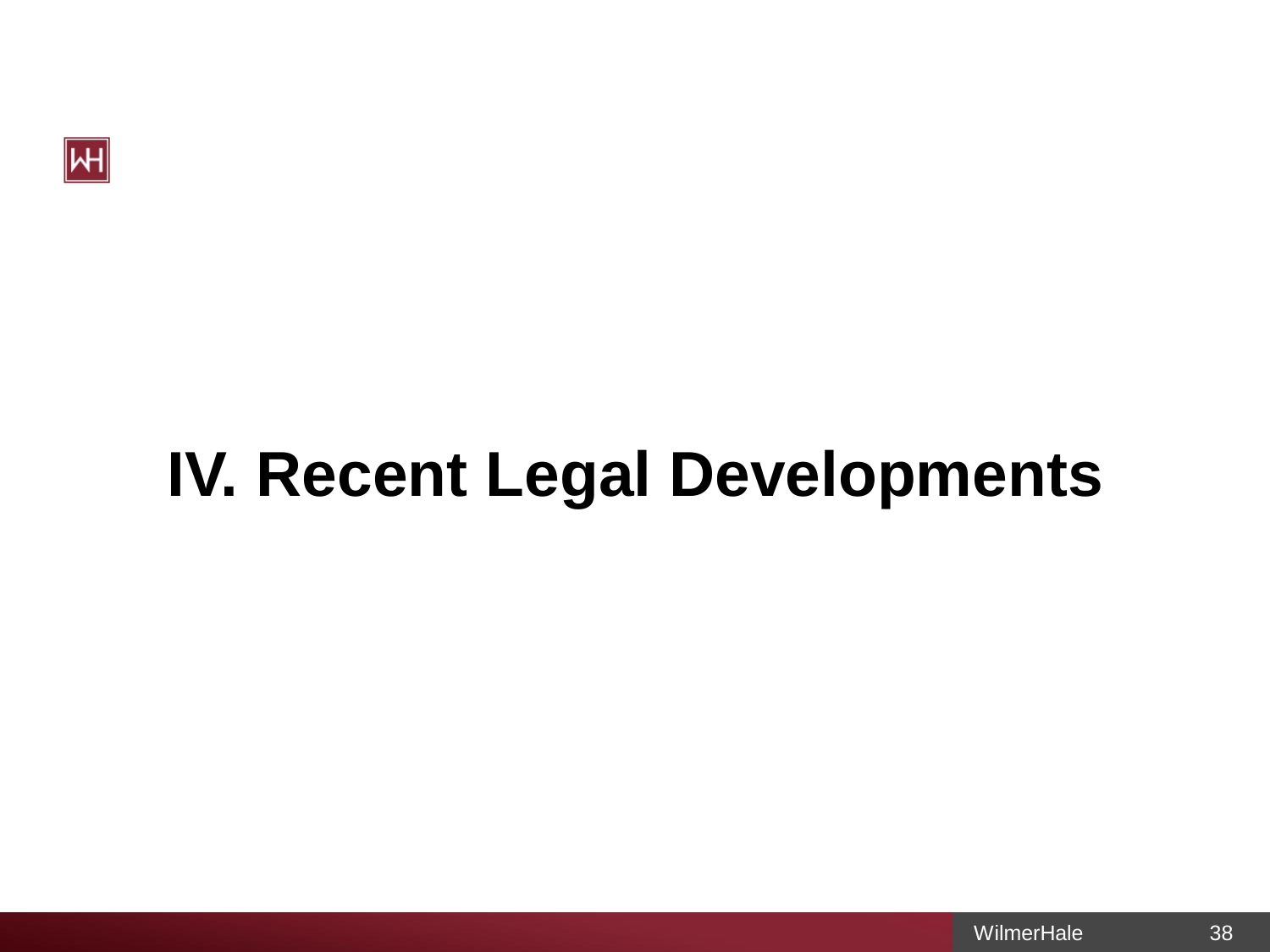# IV. Recent Legal Developments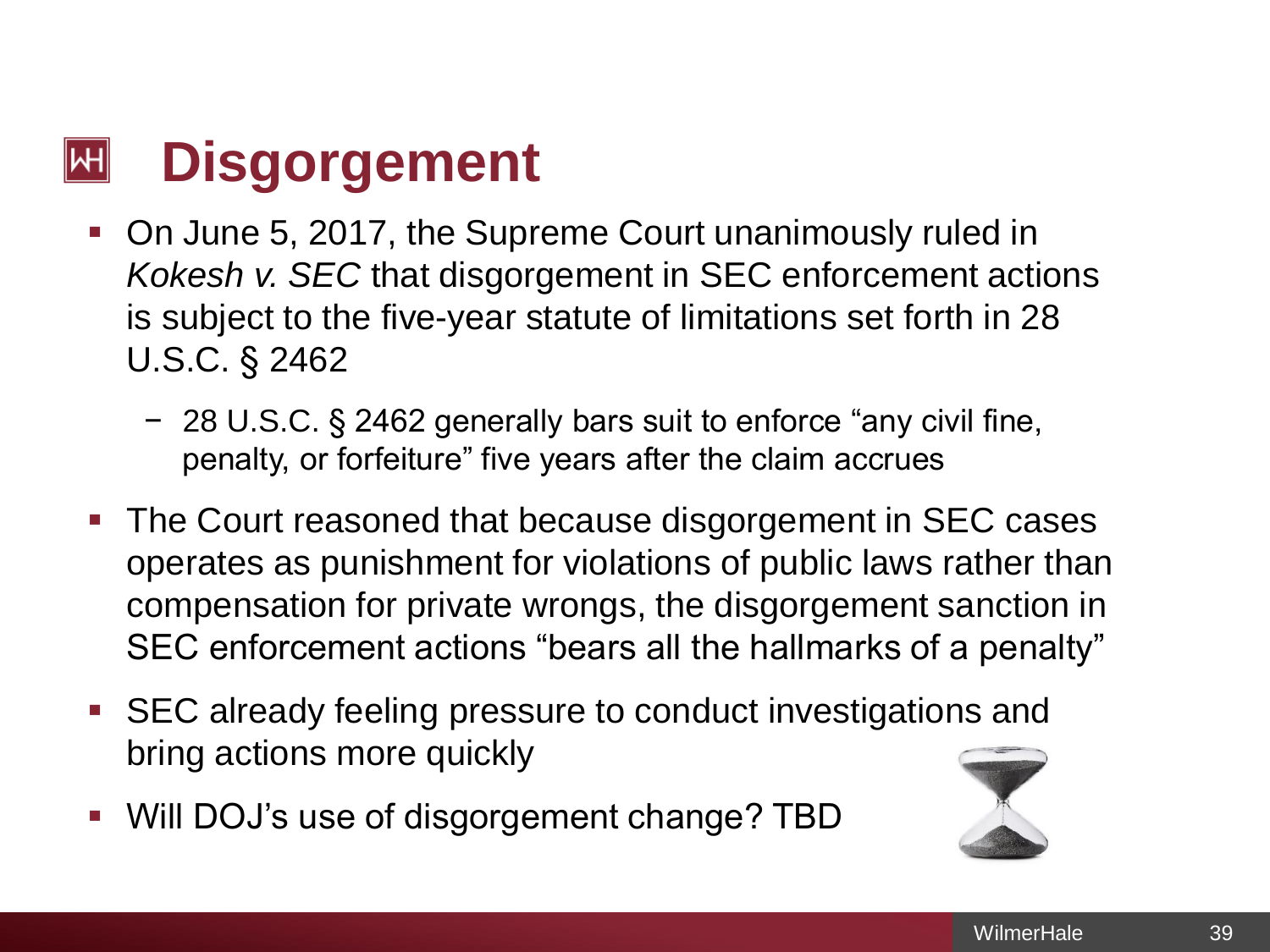# Disgorgement

- On June 5, 2017, the Supreme Court unanimously ruled in *Kokesh v. SEC* that disgorgement in SEC enforcement actions is subject to the five-year statute of limitations set forth in 28 U.S.C. § 2462
  - 28 U.S.C. § 2462 generally bars suit to enforce “any civil fine, penalty, or forfeiture” five years after the claim accrues
- The Court reasoned that because disgorgement in SEC cases operates as punishment for violations of public laws rather than compensation for private wrongs, the disgorgement sanction in SEC enforcement actions “bears all the hallmarks of a penalty”
- SEC already feeling pressure to conduct investigations and bring actions more quickly
- Will DOJ’s use of disgorgement change? TBD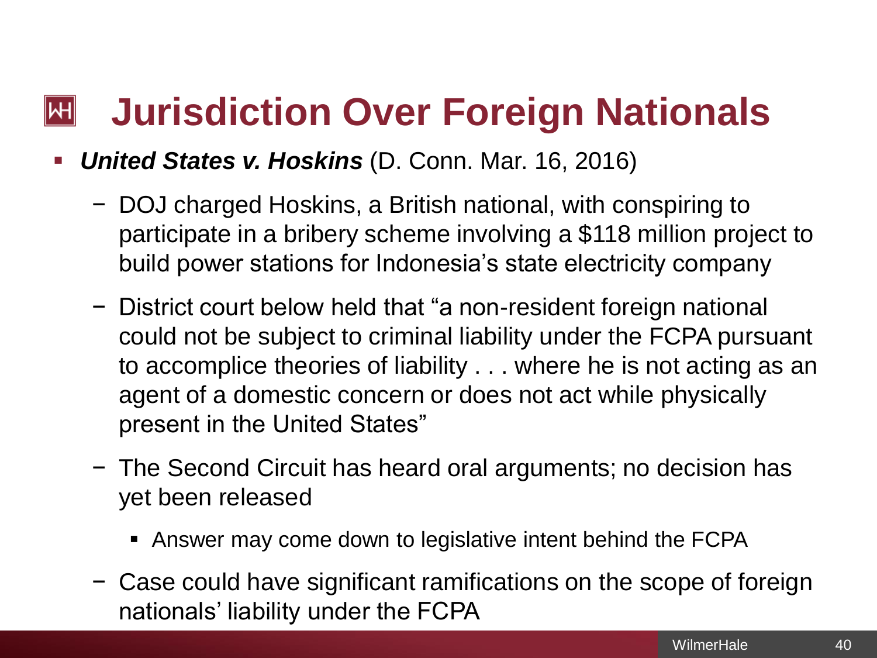# Jurisdiction Over Foreign Nationals

- ***United States v. Hoskins*** (D. Conn. Mar. 16, 2016)
  - DOJ charged Hoskins, a British national, with conspiring to participate in a bribery scheme involving a $118 million project to build power stations for Indonesia's state electricity company
  - District court below held that "a non-resident foreign national could not be subject to criminal liability under the FCPA pursuant to accomplice theories of liability . . . where he is not acting as an agent of a domestic concern or does not act while physically present in the United States"
  - The Second Circuit has heard oral arguments; no decision has yet been released
    - Answer may come down to legislative intent behind the FCPA
  - Case could have significant ramifications on the scope of foreign nationals' liability under the FCPA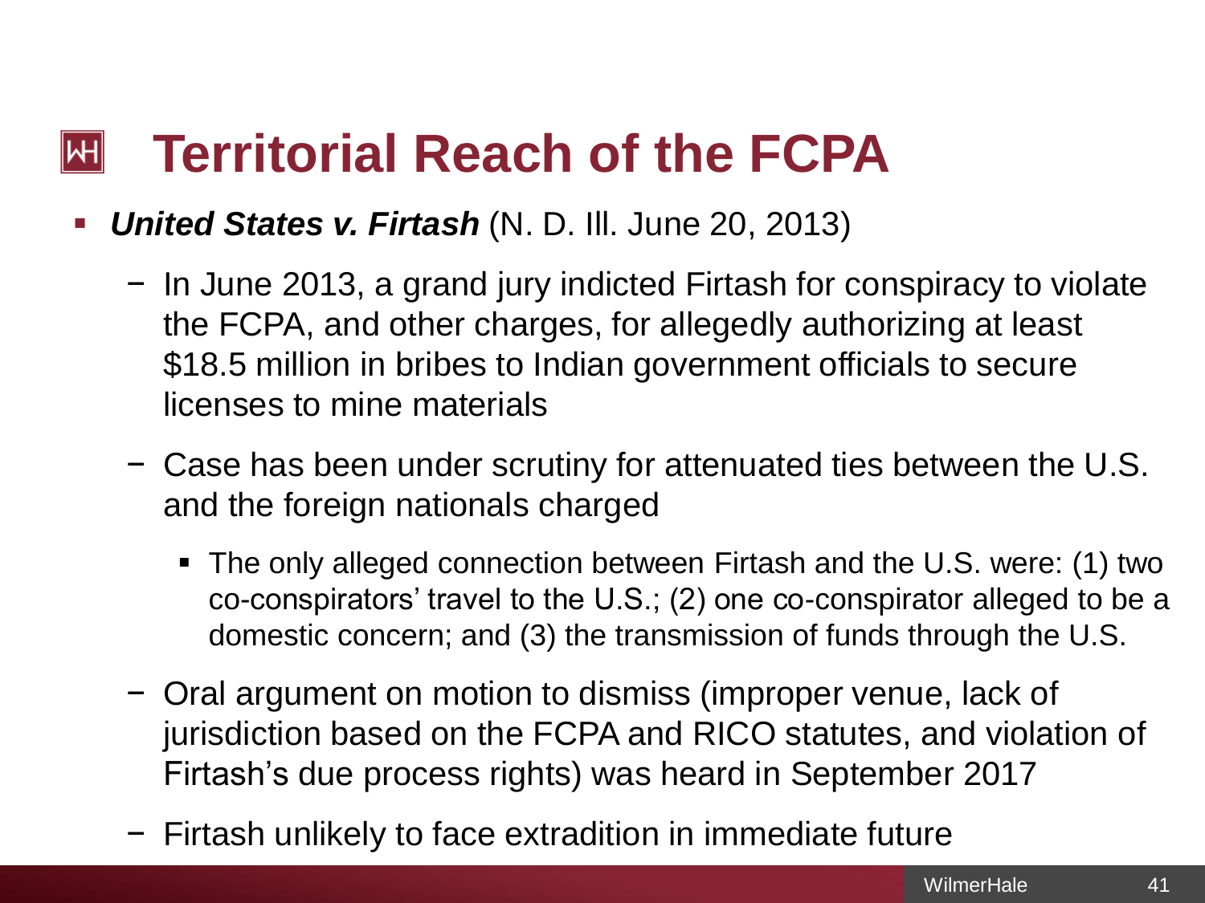# Territorial Reach of the FCPA

- ***United States v. Firtash*** (N. D. Ill. June 20, 2013)
  - In June 2013, a grand jury indicted Firtash for conspiracy to violate the FCPA, and other charges, for allegedly authorizing at least $18.5 million in bribes to Indian government officials to secure licenses to mine materials
  - Case has been under scrutiny for attenuated ties between the U.S. and the foreign nationals charged
    - The only alleged connection between Firtash and the U.S. were: (1) two co-conspirators' travel to the U.S.; (2) one co-conspirator alleged to be a domestic concern; and (3) the transmission of funds through the U.S.
  - Oral argument on motion to dismiss (improper venue, lack of jurisdiction based on the FCPA and RICO statutes, and violation of Firtash's due process rights) was heard in September 2017
  - Firtash unlikely to face extradition in immediate future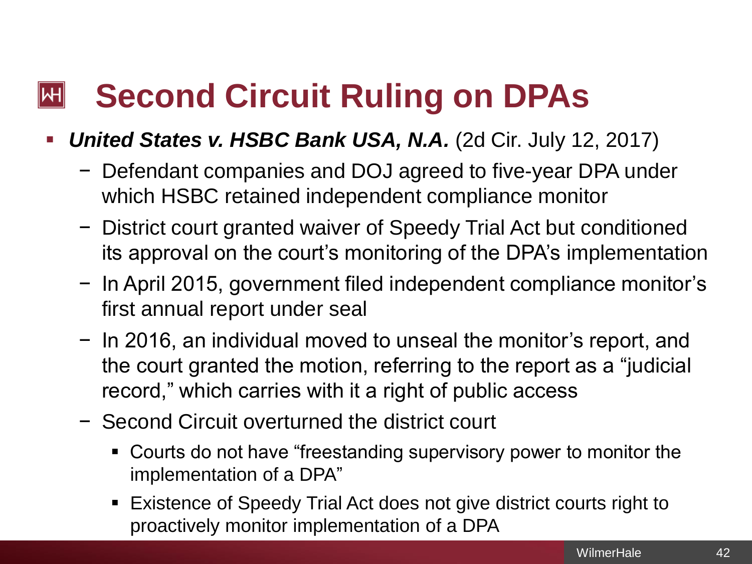# Second Circuit Ruling on DPAs

- ***United States v. HSBC Bank USA, N.A.*** (2d Cir. July 12, 2017)
  - Defendant companies and DOJ agreed to five-year DPA under which HSBC retained independent compliance monitor
  - District court granted waiver of Speedy Trial Act but conditioned its approval on the court's monitoring of the DPA's implementation
  - In April 2015, government filed independent compliance monitor's first annual report under seal
  - In 2016, an individual moved to unseal the monitor's report, and the court granted the motion, referring to the report as a "judicial record," which carries with it a right of public access
  - Second Circuit overturned the district court
    - Courts do not have "freestanding supervisory power to monitor the implementation of a DPA"
    - Existence of Speedy Trial Act does not give district courts right to proactively monitor implementation of a DPA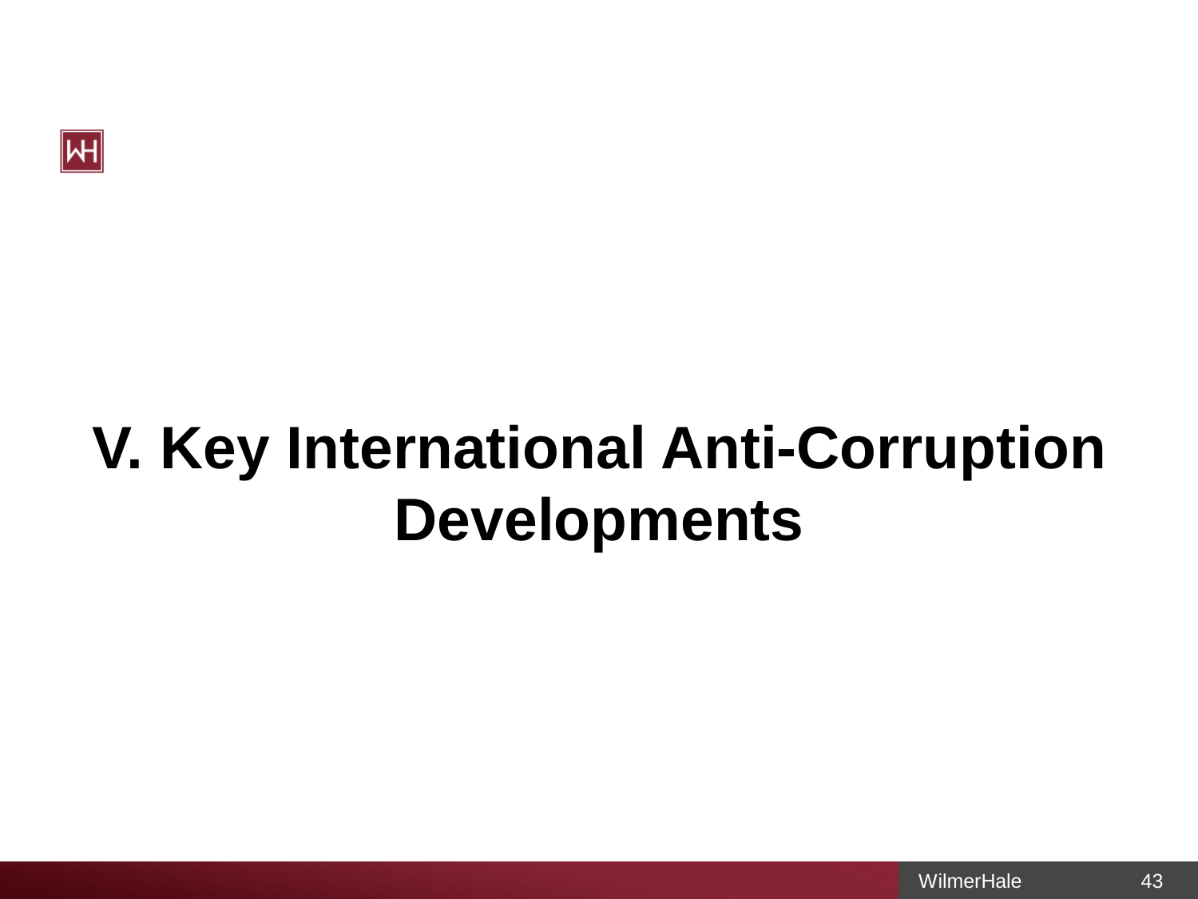# V. Key International Anti-Corruption Developments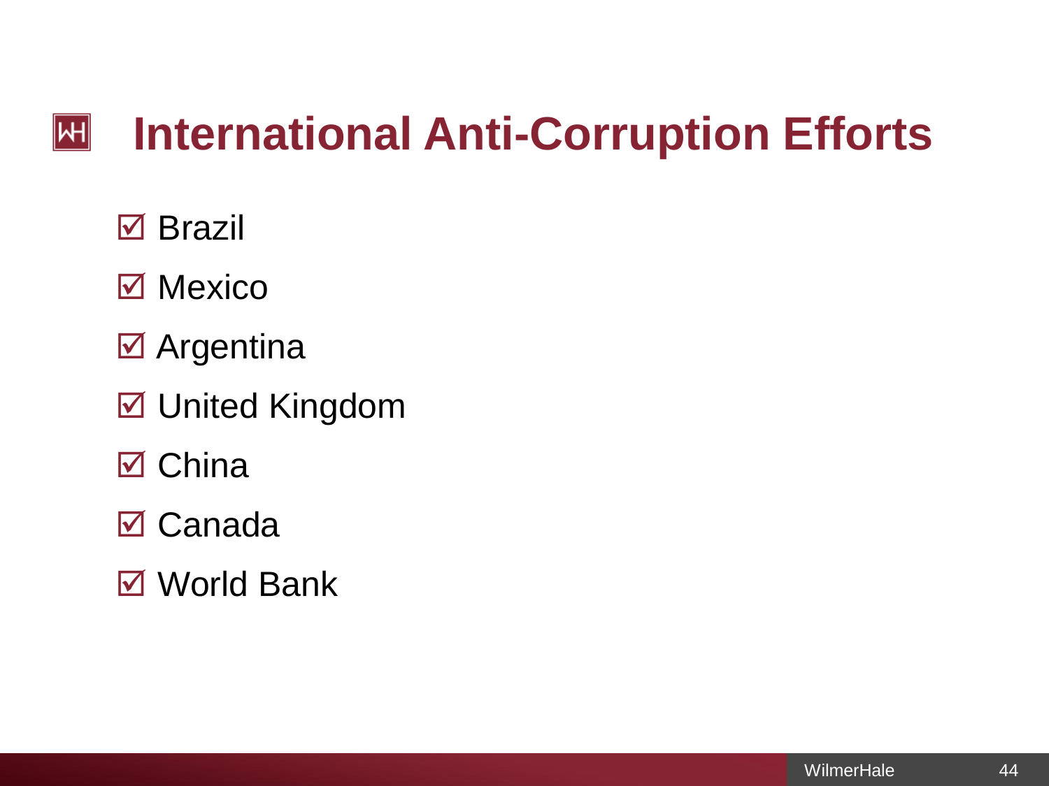# International Anti-Corruption Efforts

- ☑ Brazil
- ☑ Mexico
- ☑ Argentina
- ☑ United Kingdom
- ☑ China
- ☑ Canada
- ☑ World Bank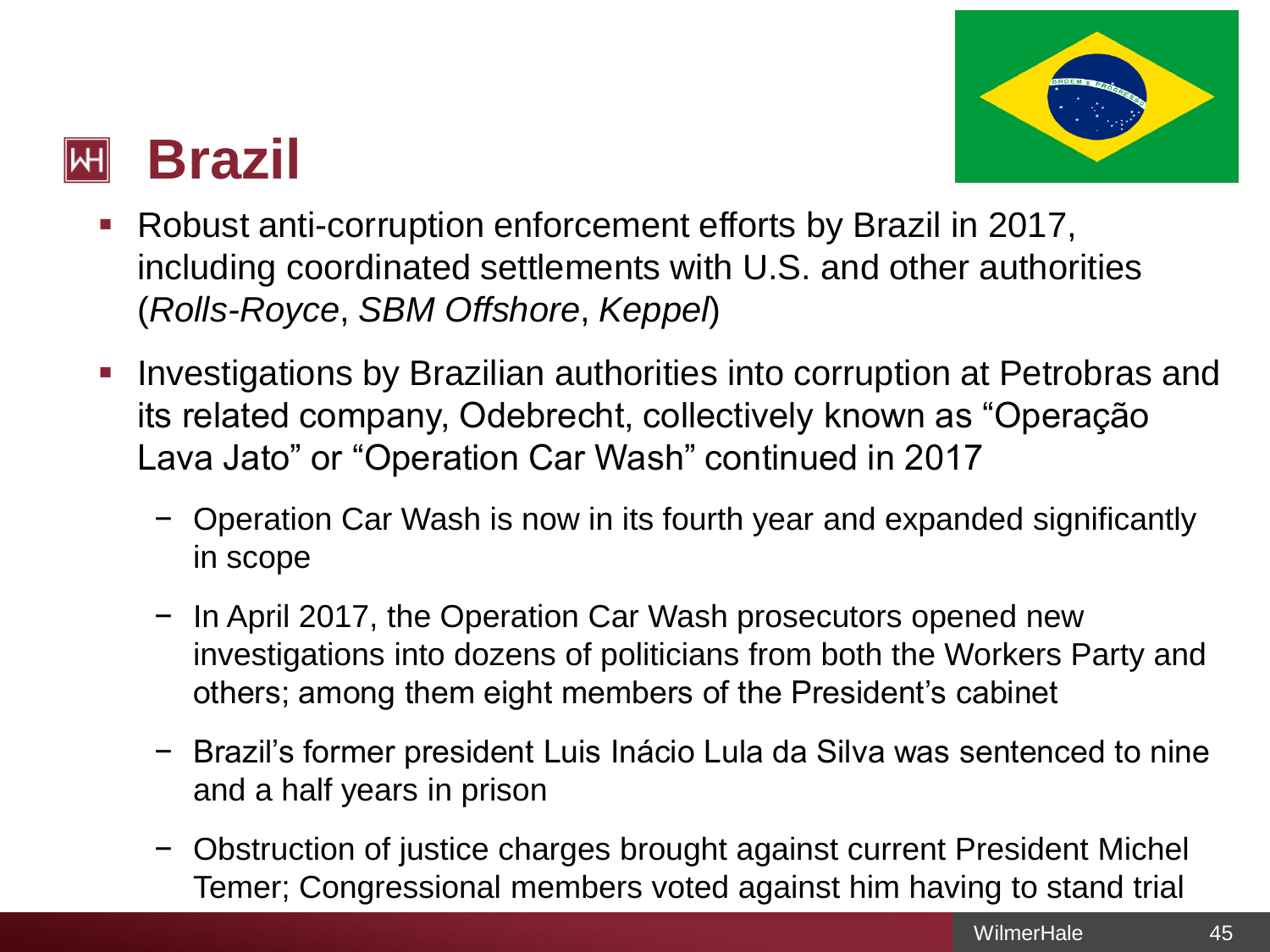# Brazil

- Robust anti-corruption enforcement efforts by Brazil in 2017, including coordinated settlements with U.S. and other authorities (*Rolls-Royce*, *SBM Offshore*, *Keppel*)
- Investigations by Brazilian authorities into corruption at Petrobras and its related company, Odebrecht, collectively known as "Operação Lava Jato" or "Operation Car Wash" continued in 2017
  - Operation Car Wash is now in its fourth year and expanded significantly in scope
  - In April 2017, the Operation Car Wash prosecutors opened new investigations into dozens of politicians from both the Workers Party and others; among them eight members of the President's cabinet
  - Brazil's former president Luis Inácio Lula da Silva was sentenced to nine and a half years in prison
  - Obstruction of justice charges brought against current President Michel Temer; Congressional members voted against him having to stand trial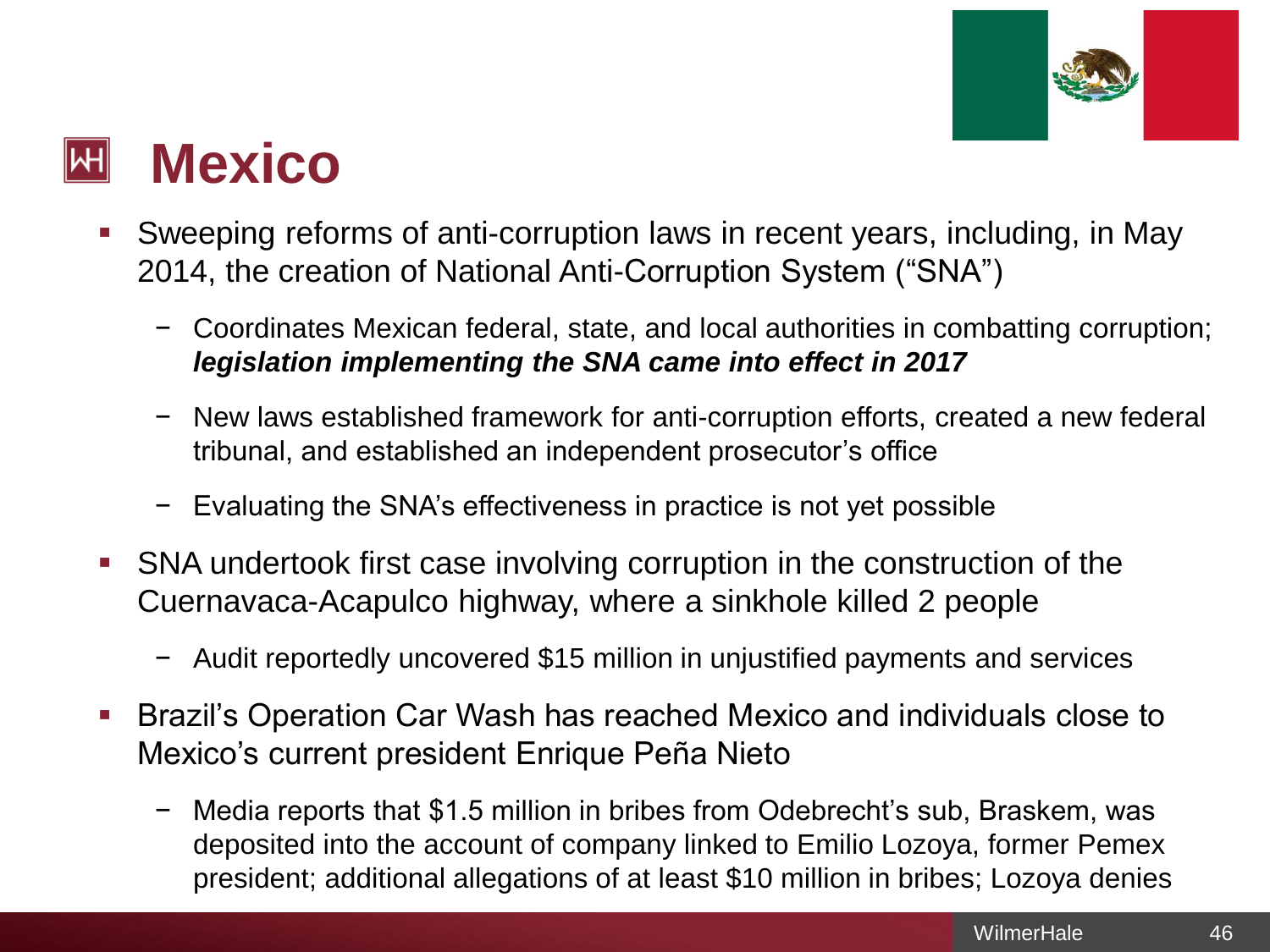# Mexico

- Sweeping reforms of anti-corruption laws in recent years, including, in May 2014, the creation of National Anti-Corruption System ("SNA")
  - Coordinates Mexican federal, state, and local authorities in combatting corruption; ***legislation implementing the SNA came into effect in 2017***
  - New laws established framework for anti-corruption efforts, created a new federal tribunal, and established an independent prosecutor's office
  - Evaluating the SNA's effectiveness in practice is not yet possible
- SNA undertook first case involving corruption in the construction of the Cuernavaca-Acapulco highway, where a sinkhole killed 2 people
  - Audit reportedly uncovered $15 million in unjustified payments and services
- Brazil's Operation Car Wash has reached Mexico and individuals close to Mexico's current president Enrique Peña Nieto
  - Media reports that $1.5 million in bribes from Odebrecht's sub, Braskem, was deposited into the account of company linked to Emilio Lozoya, former Pemex president; additional allegations of at least $10 million in bribes; Lozoya denies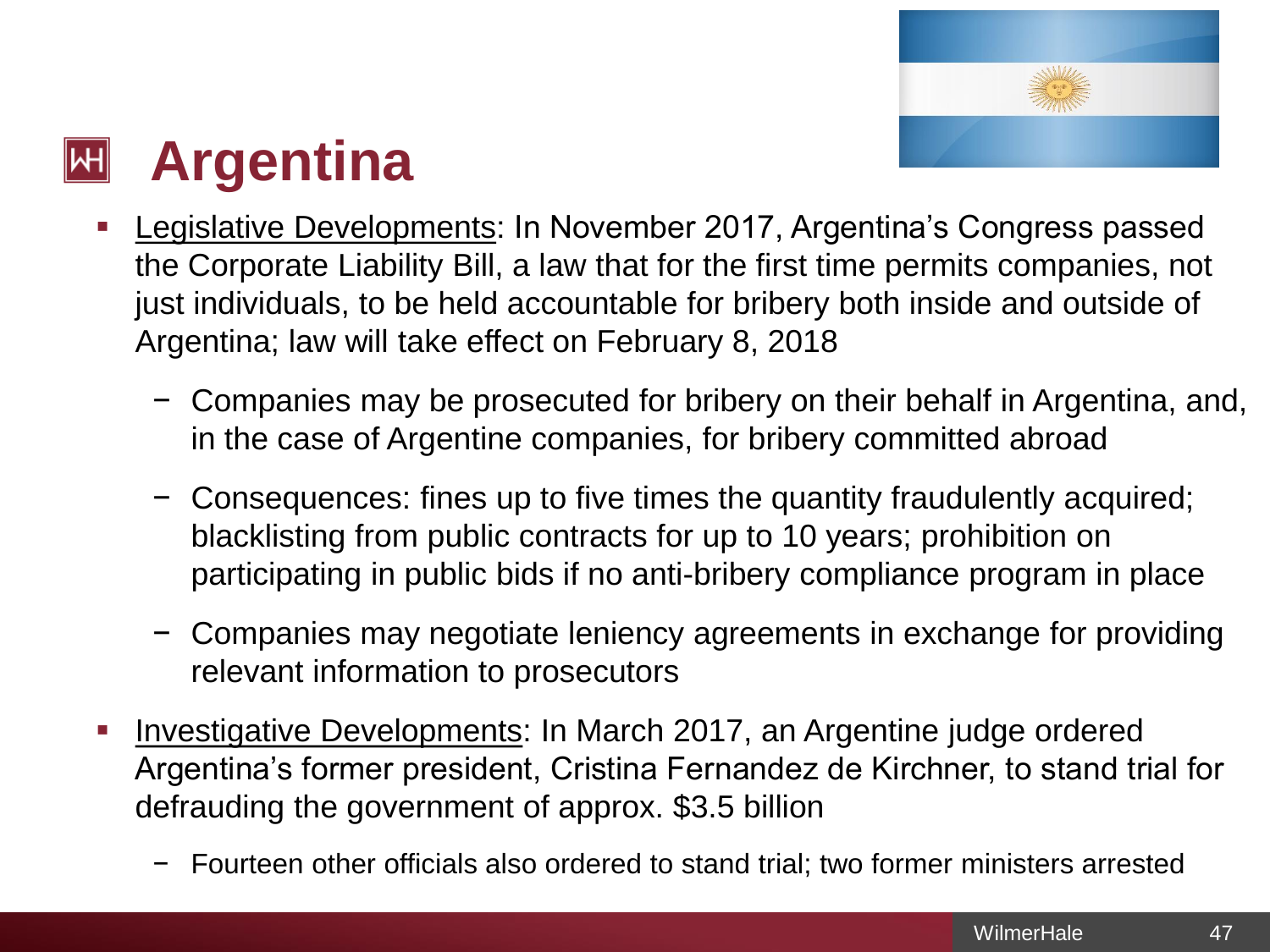# Argentina

- Legislative Developments: In November 2017, Argentina's Congress passed the Corporate Liability Bill, a law that for the first time permits companies, not just individuals, to be held accountable for bribery both inside and outside of Argentina; law will take effect on February 8, 2018
  - Companies may be prosecuted for bribery on their behalf in Argentina, and, in the case of Argentine companies, for bribery committed abroad
  - Consequences: fines up to five times the quantity fraudulently acquired; blacklisting from public contracts for up to 10 years; prohibition on participating in public bids if no anti-bribery compliance program in place
  - Companies may negotiate leniency agreements in exchange for providing relevant information to prosecutors
- Investigative Developments: In March 2017, an Argentine judge ordered Argentina's former president, Cristina Fernandez de Kirchner, to stand trial for defrauding the government of approx. $3.5 billion
  - Fourteen other officials also ordered to stand trial; two former ministers arrested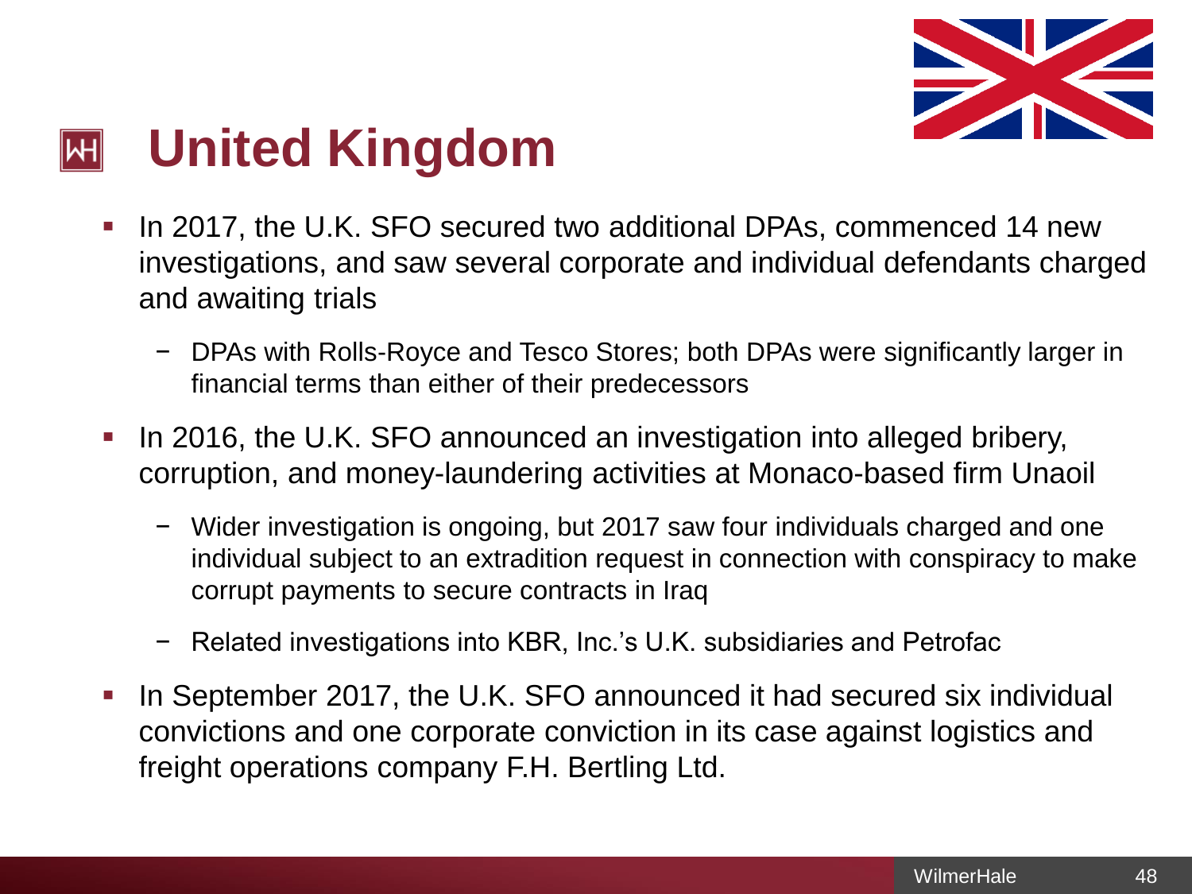# United Kingdom

- In 2017, the U.K. SFO secured two additional DPAs, commenced 14 new investigations, and saw several corporate and individual defendants charged and awaiting trials
  - DPAs with Rolls-Royce and Tesco Stores; both DPAs were significantly larger in financial terms than either of their predecessors
- In 2016, the U.K. SFO announced an investigation into alleged bribery, corruption, and money-laundering activities at Monaco-based firm Unaoil
  - Wider investigation is ongoing, but 2017 saw four individuals charged and one individual subject to an extradition request in connection with conspiracy to make corrupt payments to secure contracts in Iraq
  - Related investigations into KBR, Inc.'s U.K. subsidiaries and Petrofac
- In September 2017, the U.K. SFO announced it had secured six individual convictions and one corporate conviction in its case against logistics and freight operations company F.H. Bertling Ltd.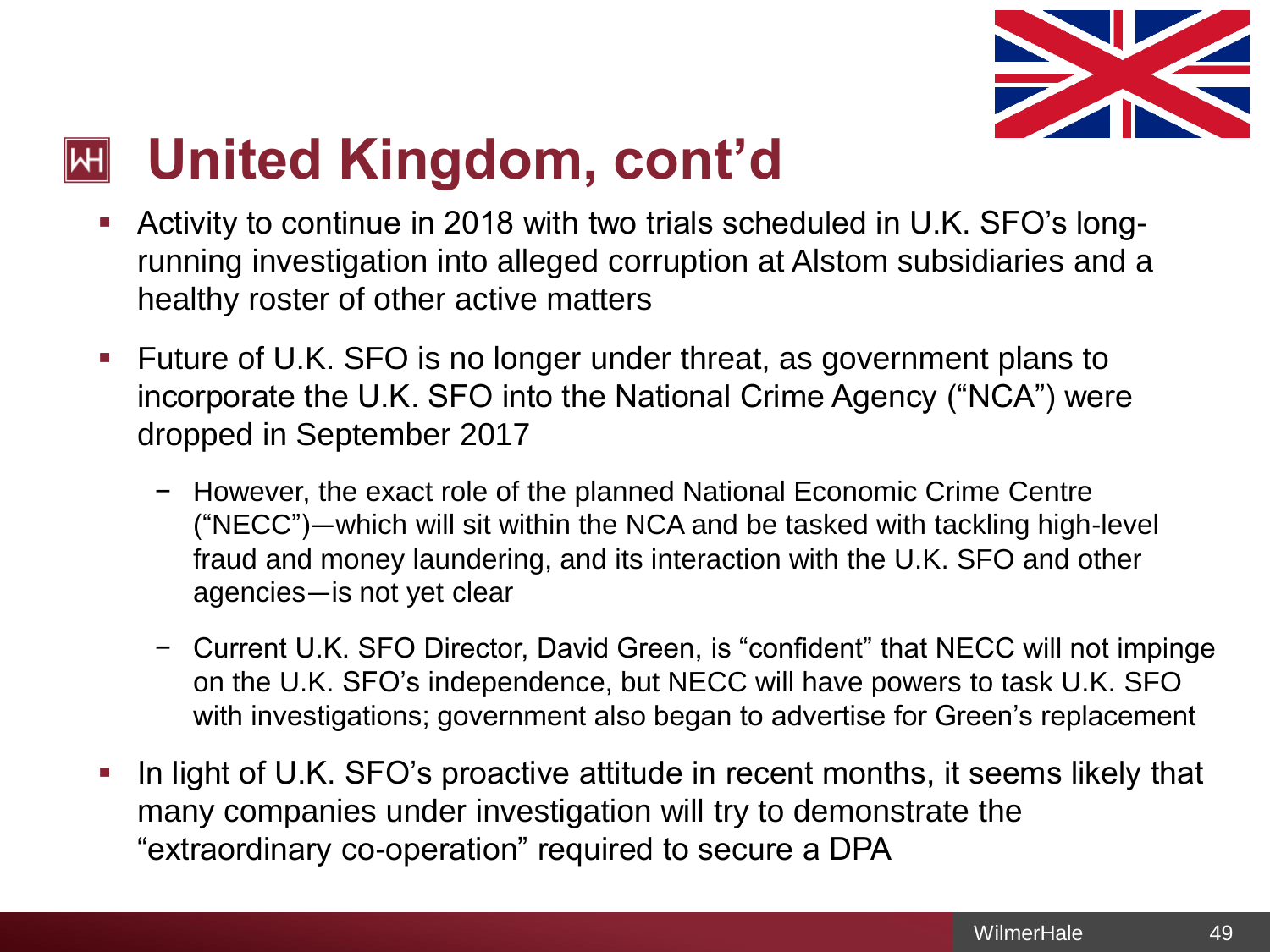# United Kingdom, cont'd

- Activity to continue in 2018 with two trials scheduled in U.K. SFO's long-running investigation into alleged corruption at Alstom subsidiaries and a healthy roster of other active matters
- Future of U.K. SFO is no longer under threat, as government plans to incorporate the U.K. SFO into the National Crime Agency ("NCA") were dropped in September 2017
  - However, the exact role of the planned National Economic Crime Centre ("NECC")—which will sit within the NCA and be tasked with tackling high-level fraud and money laundering, and its interaction with the U.K. SFO and other agencies—is not yet clear
  - Current U.K. SFO Director, David Green, is "confident" that NECC will not impinge on the U.K. SFO's independence, but NECC will have powers to task U.K. SFO with investigations; government also began to advertise for Green's replacement
- In light of U.K. SFO's proactive attitude in recent months, it seems likely that many companies under investigation will try to demonstrate the "extraordinary co-operation" required to secure a DPA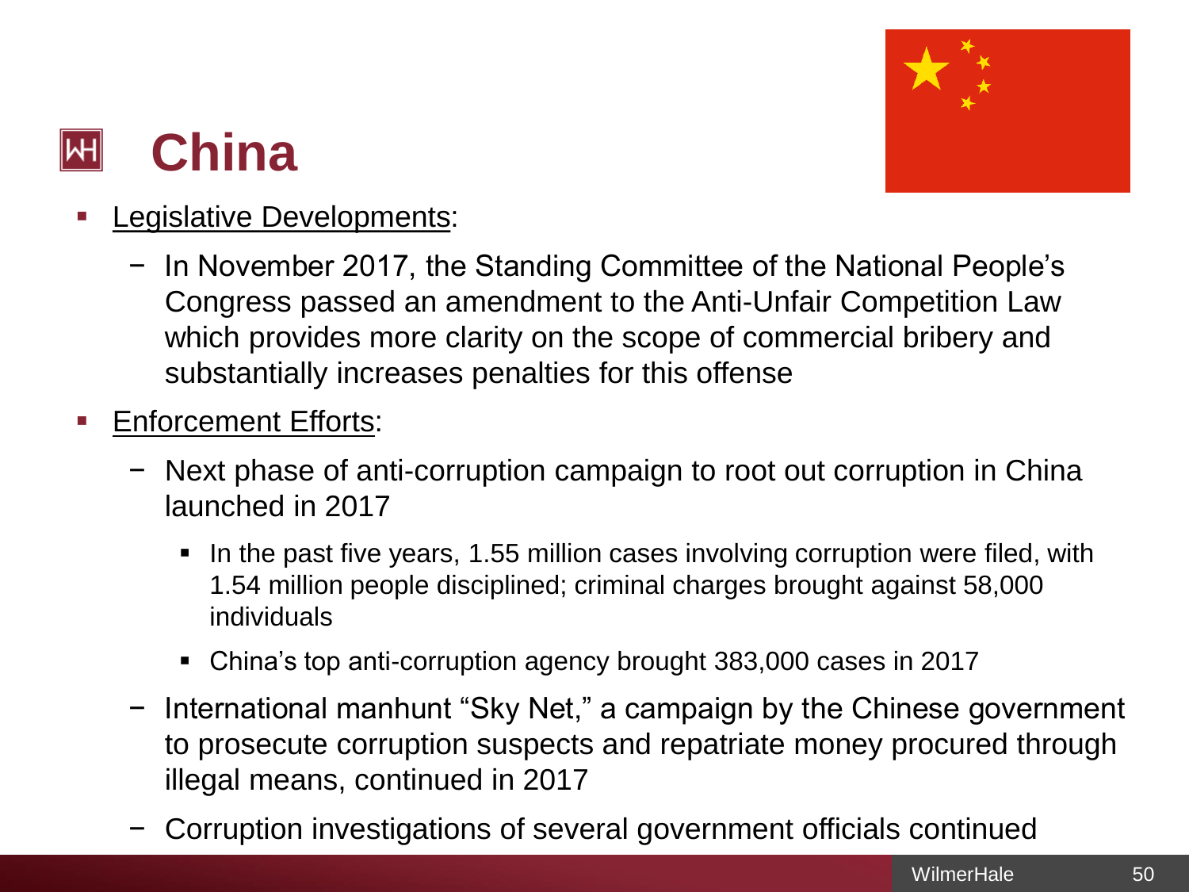# China

- <u>Legislative Developments</u>:
  - In November 2017, the Standing Committee of the National People's Congress passed an amendment to the Anti-Unfair Competition Law which provides more clarity on the scope of commercial bribery and substantially increases penalties for this offense
- <u>Enforcement Efforts</u>:
  - Next phase of anti-corruption campaign to root out corruption in China launched in 2017
    - In the past five years, 1.55 million cases involving corruption were filed, with 1.54 million people disciplined; criminal charges brought against 58,000 individuals
    - China's top anti-corruption agency brought 383,000 cases in 2017
  - International manhunt "Sky Net," a campaign by the Chinese government to prosecute corruption suspects and repatriate money procured through illegal means, continued in 2017
  - Corruption investigations of several government officials continued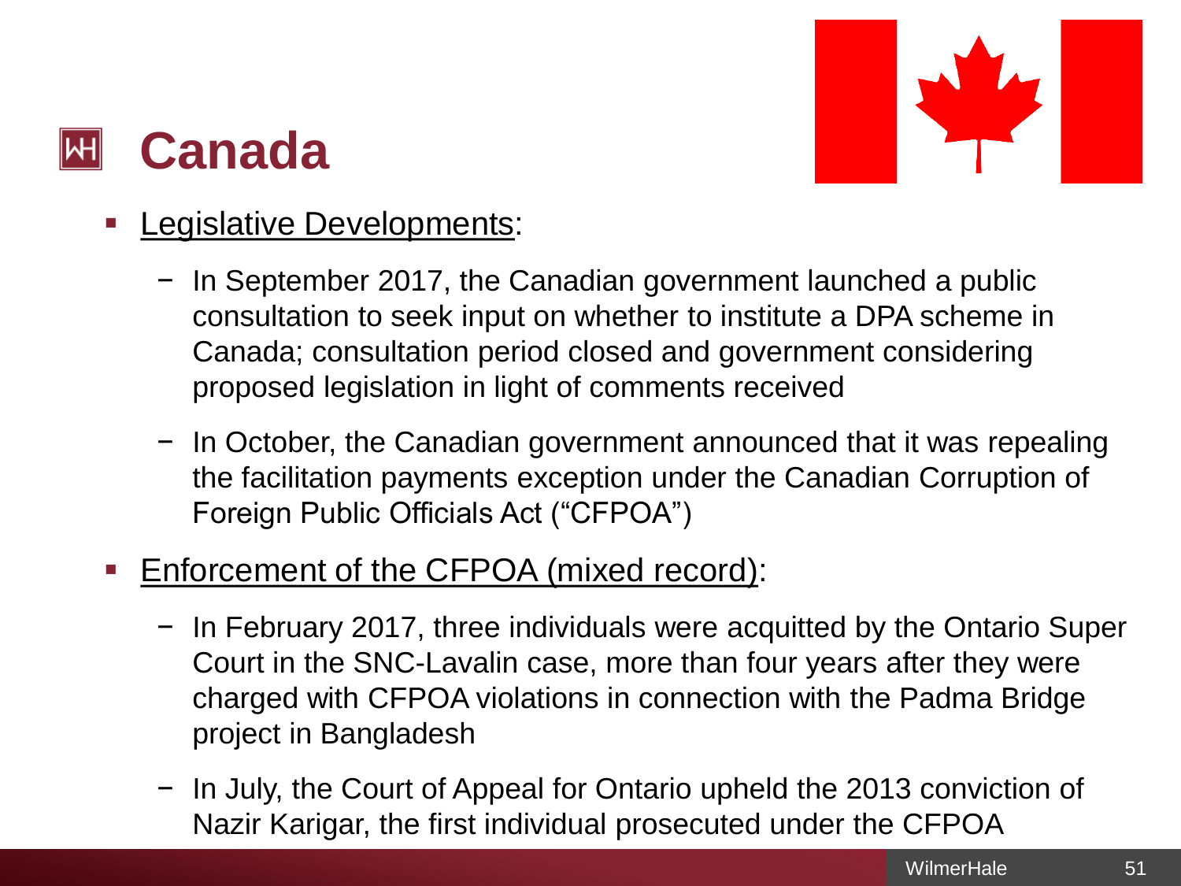# Canada

- Legislative Developments:
  - In September 2017, the Canadian government launched a public consultation to seek input on whether to institute a DPA scheme in Canada; consultation period closed and government considering proposed legislation in light of comments received
  - In October, the Canadian government announced that it was repealing the facilitation payments exception under the Canadian Corruption of Foreign Public Officials Act ("CFPOA")
- Enforcement of the CFPOA (mixed record):
  - In February 2017, three individuals were acquitted by the Ontario Super Court in the SNC-Lavalin case, more than four years after they were charged with CFPOA violations in connection with the Padma Bridge project in Bangladesh
  - In July, the Court of Appeal for Ontario upheld the 2013 conviction of Nazir Karigar, the first individual prosecuted under the CFPOA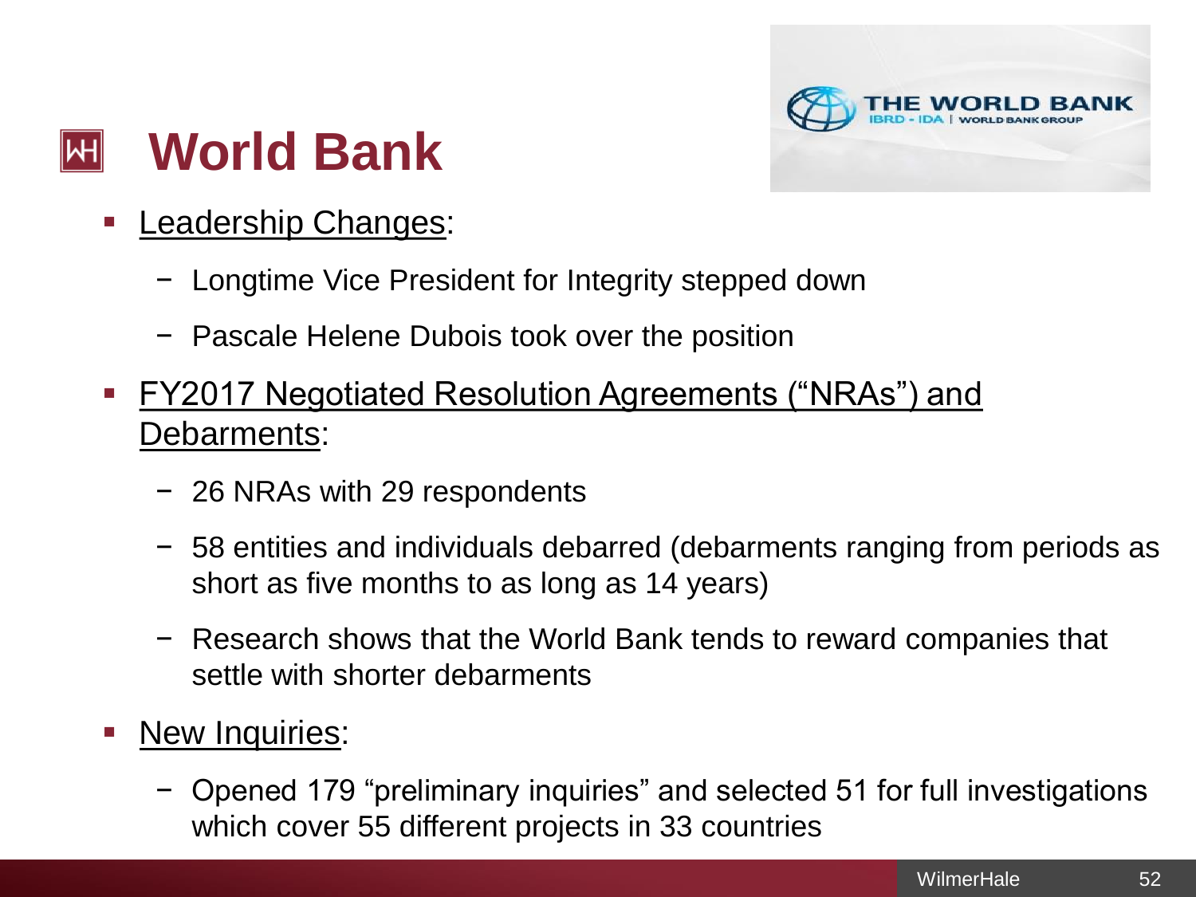# World Bank

- Leadership Changes:
  - Longtime Vice President for Integrity stepped down
  - Pascale Helene Dubois took over the position
- FY2017 Negotiated Resolution Agreements ("NRAs") and Debarments:
  - 26 NRAs with 29 respondents
  - 58 entities and individuals debarred (debarments ranging from periods as short as five months to as long as 14 years)
  - Research shows that the World Bank tends to reward companies that settle with shorter debarments
- New Inquiries:
  - Opened 179 "preliminary inquiries" and selected 51 for full investigations which cover 55 different projects in 33 countries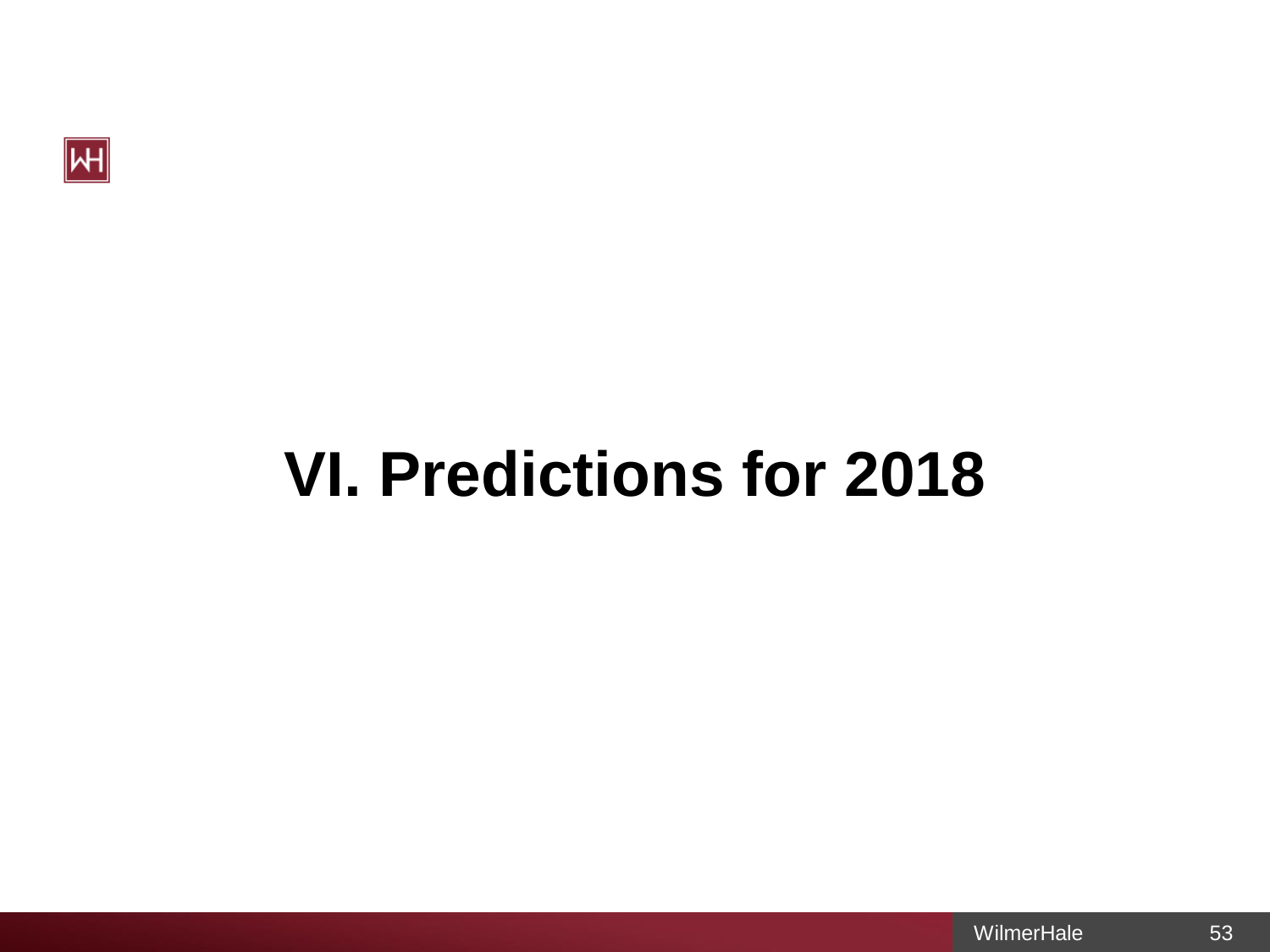# VI. Predictions for 2018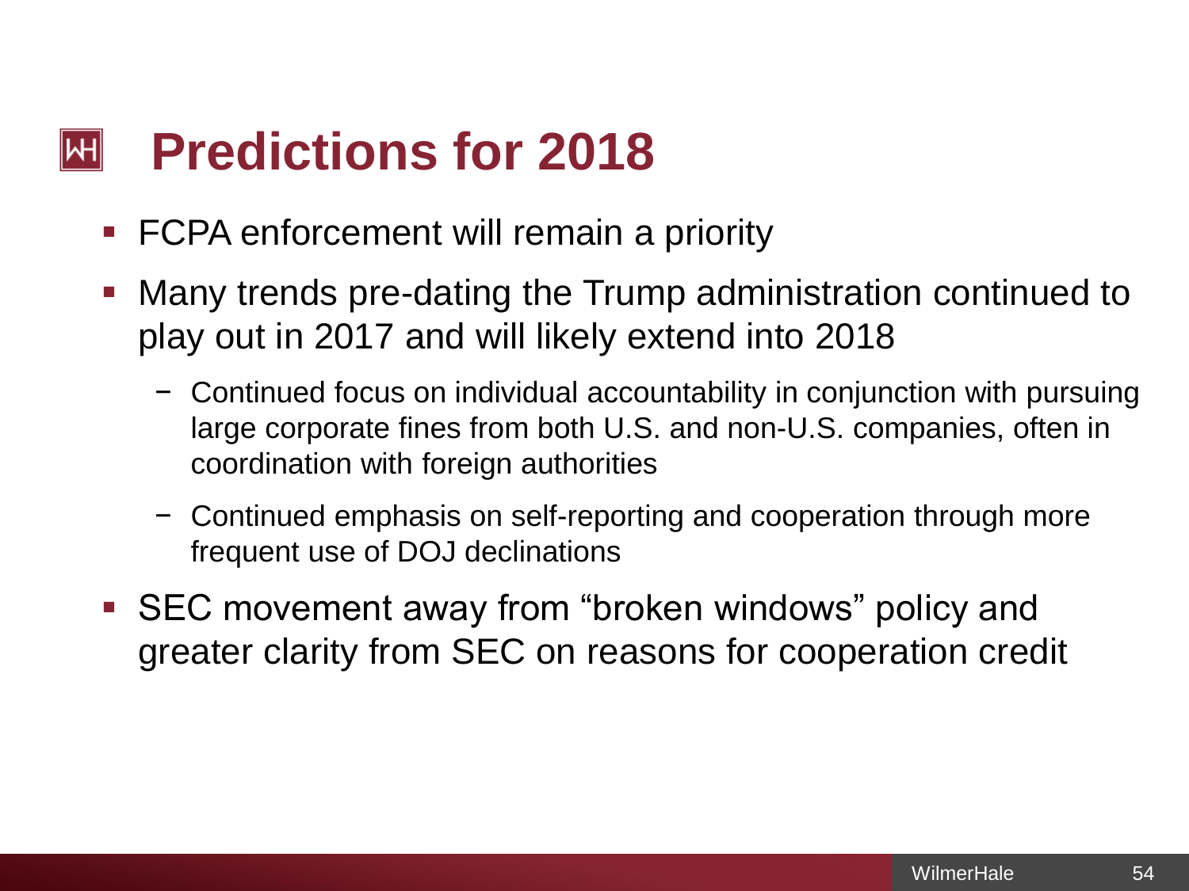# Predictions for 2018

- FCPA enforcement will remain a priority
- Many trends pre-dating the Trump administration continued to play out in 2017 and will likely extend into 2018
  - Continued focus on individual accountability in conjunction with pursuing large corporate fines from both U.S. and non-U.S. companies, often in coordination with foreign authorities
  - Continued emphasis on self-reporting and cooperation through more frequent use of DOJ declinations
- SEC movement away from “broken windows” policy and greater clarity from SEC on reasons for cooperation credit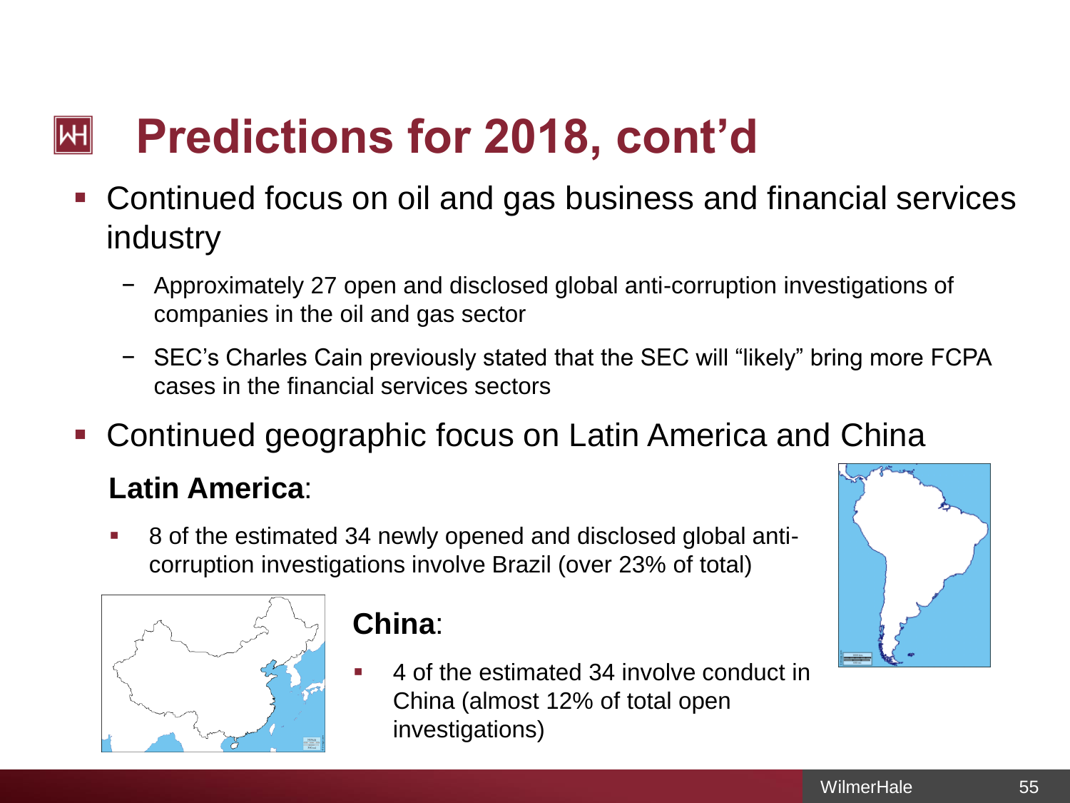# Predictions for 2018, cont'd

- Continued focus on oil and gas business and financial services industry
  - Approximately 27 open and disclosed global anti-corruption investigations of companies in the oil and gas sector
  - SEC's Charles Cain previously stated that the SEC will "likely" bring more FCPA cases in the financial services sectors
- Continued geographic focus on Latin America and China

**Latin America**:

- 8 of the estimated 34 newly opened and disclosed global anti-corruption investigations involve Brazil (over 23% of total)

**China**:

- 4 of the estimated 34 involve conduct in China (almost 12% of total open investigations)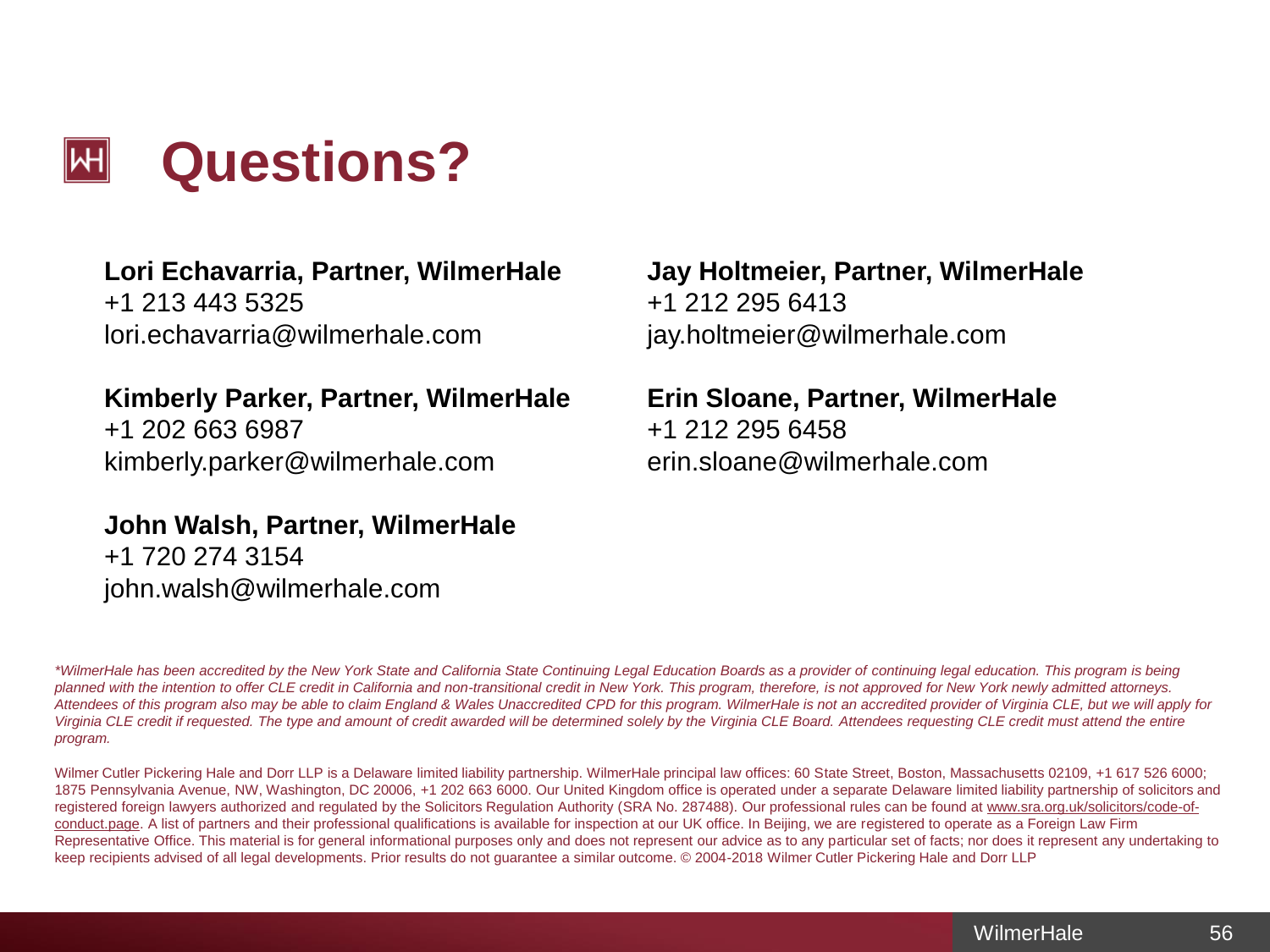# Questions?

**Lori Echavarria, Partner, WilmerHale**
+1 213 443 5325
lori.echavarria@wilmerhale.com

**Kimberly Parker, Partner, WilmerHale**
+1 202 663 6987
kimberly.parker@wilmerhale.com

**John Walsh, Partner, WilmerHale**
+1 720 274 3154
john.walsh@wilmerhale.com

**Jay Holtmeier, Partner, WilmerHale**
+1 212 295 6413
jay.holtmeier@wilmerhale.com

**Erin Sloane, Partner, WilmerHale**
+1 212 295 6458
erin.sloane@wilmerhale.com

*\*WilmerHale has been accredited by the New York State and California State Continuing Legal Education Boards as a provider of continuing legal education. This program is being planned with the intention to offer CLE credit in California and non-transitional credit in New York. This program, therefore, is not approved for New York newly admitted attorneys. Attendees of this program also may be able to claim England & Wales Unaccredited CPD for this program. WilmerHale is not an accredited provider of Virginia CLE, but we will apply for Virginia CLE credit if requested. The type and amount of credit awarded will be determined solely by the Virginia CLE Board. Attendees requesting CLE credit must attend the entire program.*

Wilmer Cutler Pickering Hale and Dorr LLP is a Delaware limited liability partnership. WilmerHale principal law offices: 60 State Street, Boston, Massachusetts 02109, +1 617 526 6000; 1875 Pennsylvania Avenue, NW, Washington, DC 20006, +1 202 663 6000. Our United Kingdom office is operated under a separate Delaware limited liability partnership of solicitors and registered foreign lawyers authorized and regulated by the Solicitors Regulation Authority (SRA No. 287488). Our professional rules can be found at www.sra.org.uk/solicitors/code-of-conduct.page. A list of partners and their professional qualifications is available for inspection at our UK office. In Beijing, we are registered to operate as a Foreign Law Firm Representative Office. This material is for general informational purposes only and does not represent our advice as to any particular set of facts; nor does it represent any undertaking to keep recipients advised of all legal developments. Prior results do not guarantee a similar outcome. © 2004-2018 Wilmer Cutler Pickering Hale and Dorr LLP